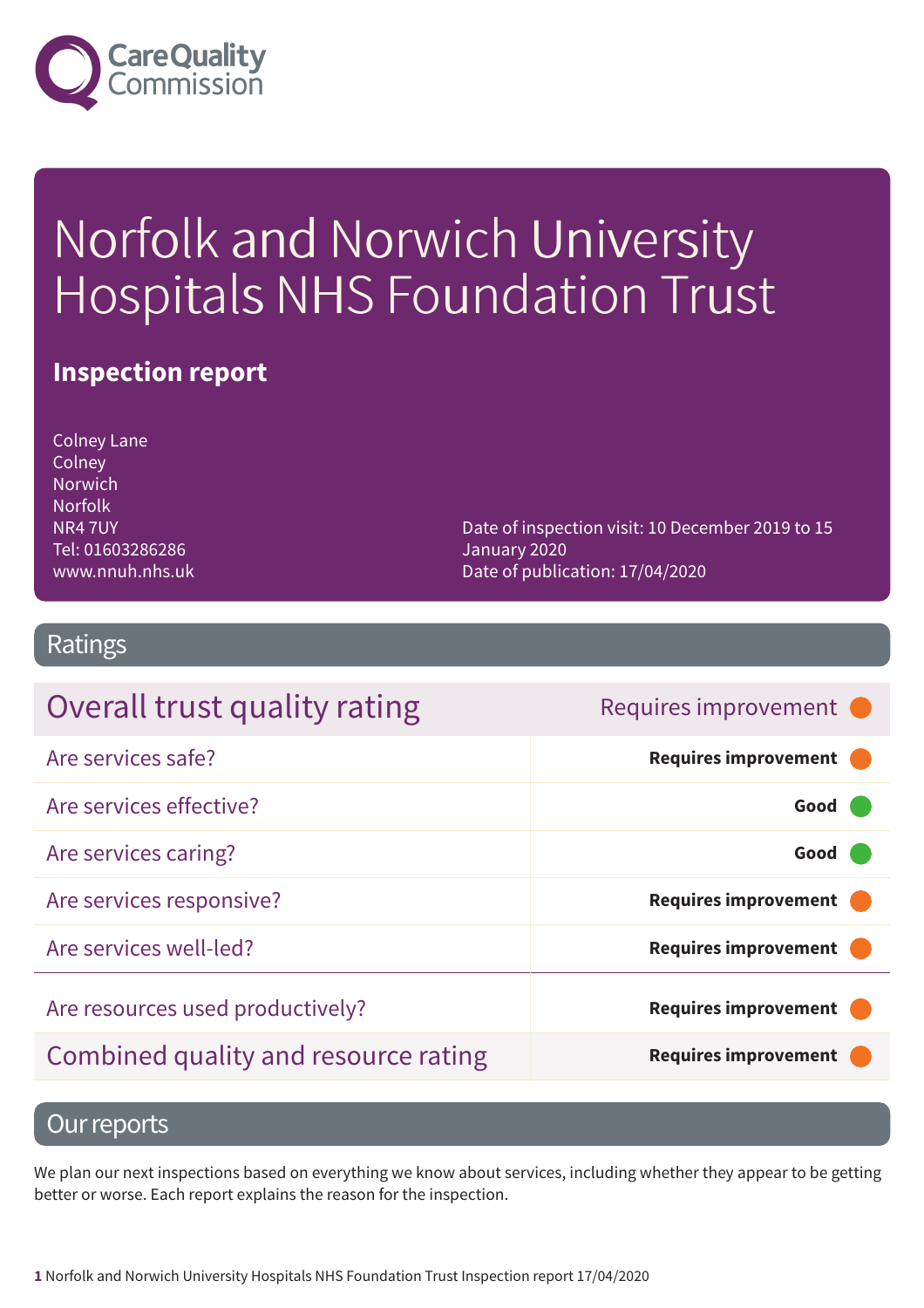Care Quality Commission

# Norfolk and Norwich University Hospitals NHS Foundation Trust

**Inspection report**

Colney Lane
Colney
Norwich
Norfolk
NR4 7UY
Tel: 01603286286
www.nnuh.nhs.uk

Date of inspection visit: 10 December 2019 to 15 January 2020
Date of publication: 17/04/2020

## Ratings

| Overall trust quality rating | Requires improvement |
|---|---|
| Are services safe? | **Requires improvement** |
| Are services effective? | **Good** |
| Are services caring? | **Good** |
| Are services responsive? | **Requires improvement** |
| Are services well-led? | **Requires improvement** |
| Are resources used productively? | **Requires improvement** |
| Combined quality and resource rating | **Requires improvement** |

## Our reports

We plan our next inspections based on everything we know about services, including whether they appear to be getting better or worse. Each report explains the reason for the inspection.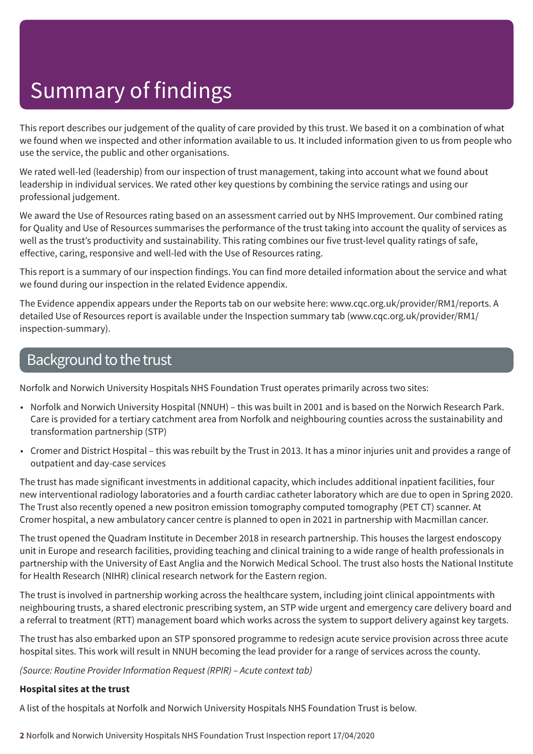# Summary of findings

This report describes our judgement of the quality of care provided by this trust. We based it on a combination of what we found when we inspected and other information available to us. It included information given to us from people who use the service, the public and other organisations.

We rated well-led (leadership) from our inspection of trust management, taking into account what we found about leadership in individual services. We rated other key questions by combining the service ratings and using our professional judgement.

We award the Use of Resources rating based on an assessment carried out by NHS Improvement. Our combined rating for Quality and Use of Resources summarises the performance of the trust taking into account the quality of services as well as the trust's productivity and sustainability. This rating combines our five trust-level quality ratings of safe, effective, caring, responsive and well-led with the Use of Resources rating.

This report is a summary of our inspection findings. You can find more detailed information about the service and what we found during our inspection in the related Evidence appendix.

The Evidence appendix appears under the Reports tab on our website here: www.cqc.org.uk/provider/RM1/reports. A detailed Use of Resources report is available under the Inspection summary tab (www.cqc.org.uk/provider/RM1/inspection-summary).

## Background to the trust

Norfolk and Norwich University Hospitals NHS Foundation Trust operates primarily across two sites:

- Norfolk and Norwich University Hospital (NNUH) – this was built in 2001 and is based on the Norwich Research Park. Care is provided for a tertiary catchment area from Norfolk and neighbouring counties across the sustainability and transformation partnership (STP)
- Cromer and District Hospital – this was rebuilt by the Trust in 2013. It has a minor injuries unit and provides a range of outpatient and day-case services

The trust has made significant investments in additional capacity, which includes additional inpatient facilities, four new interventional radiology laboratories and a fourth cardiac catheter laboratory which are due to open in Spring 2020. The Trust also recently opened a new positron emission tomography computed tomography (PET CT) scanner. At Cromer hospital, a new ambulatory cancer centre is planned to open in 2021 in partnership with Macmillan cancer.

The trust opened the Quadram Institute in December 2018 in research partnership. This houses the largest endoscopy unit in Europe and research facilities, providing teaching and clinical training to a wide range of health professionals in partnership with the University of East Anglia and the Norwich Medical School. The trust also hosts the National Institute for Health Research (NIHR) clinical research network for the Eastern region.

The trust is involved in partnership working across the healthcare system, including joint clinical appointments with neighbouring trusts, a shared electronic prescribing system, an STP wide urgent and emergency care delivery board and a referral to treatment (RTT) management board which works across the system to support delivery against key targets.

The trust has also embarked upon an STP sponsored programme to redesign acute service provision across three acute hospital sites. This work will result in NNUH becoming the lead provider for a range of services across the county.

*(Source: Routine Provider Information Request (RPIR) – Acute context tab)*

**Hospital sites at the trust**

A list of the hospitals at Norfolk and Norwich University Hospitals NHS Foundation Trust is below.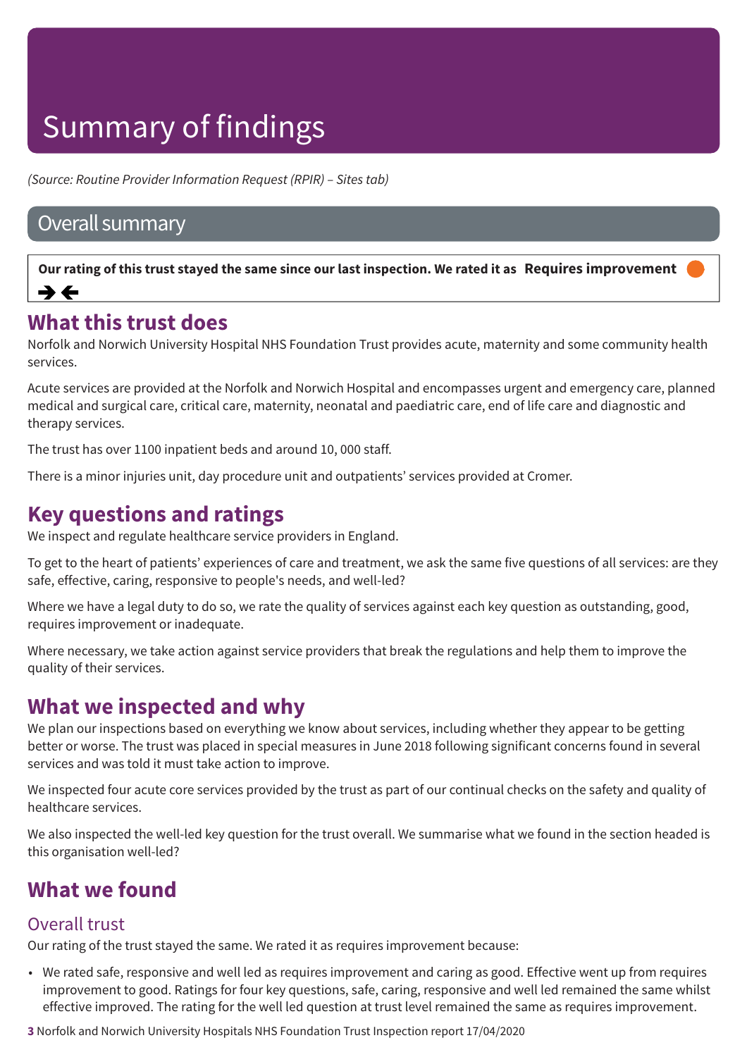# Summary of findings

*(Source: Routine Provider Information Request (RPIR) – Sites tab)*

## Overall summary

**Our rating of this trust stayed the same since our last inspection. We rated it as Requires improvement**

➔ ⟵

## What this trust does

Norfolk and Norwich University Hospital NHS Foundation Trust provides acute, maternity and some community health services.

Acute services are provided at the Norfolk and Norwich Hospital and encompasses urgent and emergency care, planned medical and surgical care, critical care, maternity, neonatal and paediatric care, end of life care and diagnostic and therapy services.

The trust has over 1100 inpatient beds and around 10, 000 staff.

There is a minor injuries unit, day procedure unit and outpatients' services provided at Cromer.

## Key questions and ratings

We inspect and regulate healthcare service providers in England.

To get to the heart of patients' experiences of care and treatment, we ask the same five questions of all services: are they safe, effective, caring, responsive to people's needs, and well-led?

Where we have a legal duty to do so, we rate the quality of services against each key question as outstanding, good, requires improvement or inadequate.

Where necessary, we take action against service providers that break the regulations and help them to improve the quality of their services.

## What we inspected and why

We plan our inspections based on everything we know about services, including whether they appear to be getting better or worse. The trust was placed in special measures in June 2018 following significant concerns found in several services and was told it must take action to improve.

We inspected four acute core services provided by the trust as part of our continual checks on the safety and quality of healthcare services.

We also inspected the well-led key question for the trust overall. We summarise what we found in the section headed is this organisation well-led?

## What we found

### Overall trust

Our rating of the trust stayed the same. We rated it as requires improvement because:

- We rated safe, responsive and well led as requires improvement and caring as good. Effective went up from requires improvement to good. Ratings for four key questions, safe, caring, responsive and well led remained the same whilst effective improved. The rating for the well led question at trust level remained the same as requires improvement.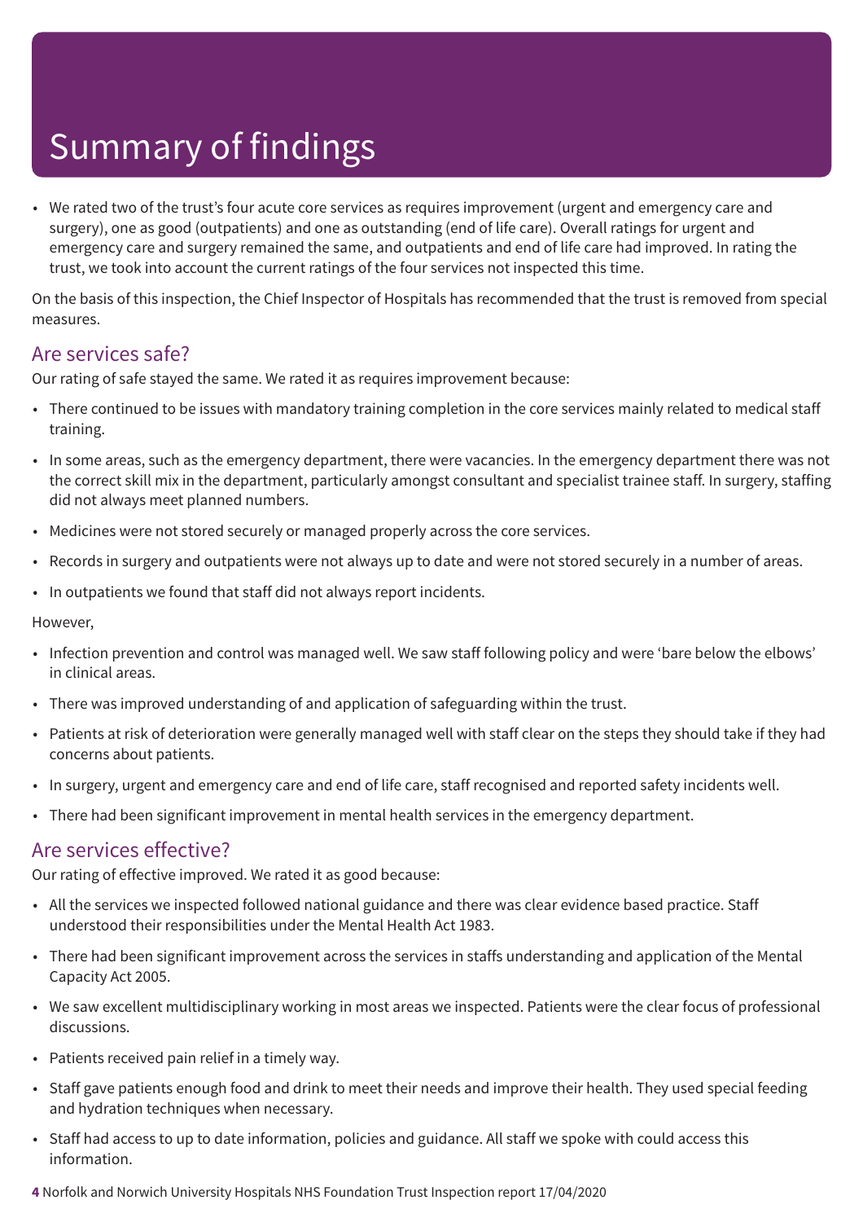# Summary of findings

- We rated two of the trust's four acute core services as requires improvement (urgent and emergency care and surgery), one as good (outpatients) and one as outstanding (end of life care). Overall ratings for urgent and emergency care and surgery remained the same, and outpatients and end of life care had improved. In rating the trust, we took into account the current ratings of the four services not inspected this time.

On the basis of this inspection, the Chief Inspector of Hospitals has recommended that the trust is removed from special measures.

## Are services safe?

Our rating of safe stayed the same. We rated it as requires improvement because:

- There continued to be issues with mandatory training completion in the core services mainly related to medical staff training.
- In some areas, such as the emergency department, there were vacancies. In the emergency department there was not the correct skill mix in the department, particularly amongst consultant and specialist trainee staff. In surgery, staffing did not always meet planned numbers.
- Medicines were not stored securely or managed properly across the core services.
- Records in surgery and outpatients were not always up to date and were not stored securely in a number of areas.
- In outpatients we found that staff did not always report incidents.

However,

- Infection prevention and control was managed well. We saw staff following policy and were 'bare below the elbows' in clinical areas.
- There was improved understanding of and application of safeguarding within the trust.
- Patients at risk of deterioration were generally managed well with staff clear on the steps they should take if they had concerns about patients.
- In surgery, urgent and emergency care and end of life care, staff recognised and reported safety incidents well.
- There had been significant improvement in mental health services in the emergency department.

## Are services effective?

Our rating of effective improved. We rated it as good because:

- All the services we inspected followed national guidance and there was clear evidence based practice. Staff understood their responsibilities under the Mental Health Act 1983.
- There had been significant improvement across the services in staffs understanding and application of the Mental Capacity Act 2005.
- We saw excellent multidisciplinary working in most areas we inspected. Patients were the clear focus of professional discussions.
- Patients received pain relief in a timely way.
- Staff gave patients enough food and drink to meet their needs and improve their health. They used special feeding and hydration techniques when necessary.
- Staff had access to up to date information, policies and guidance. All staff we spoke with could access this information.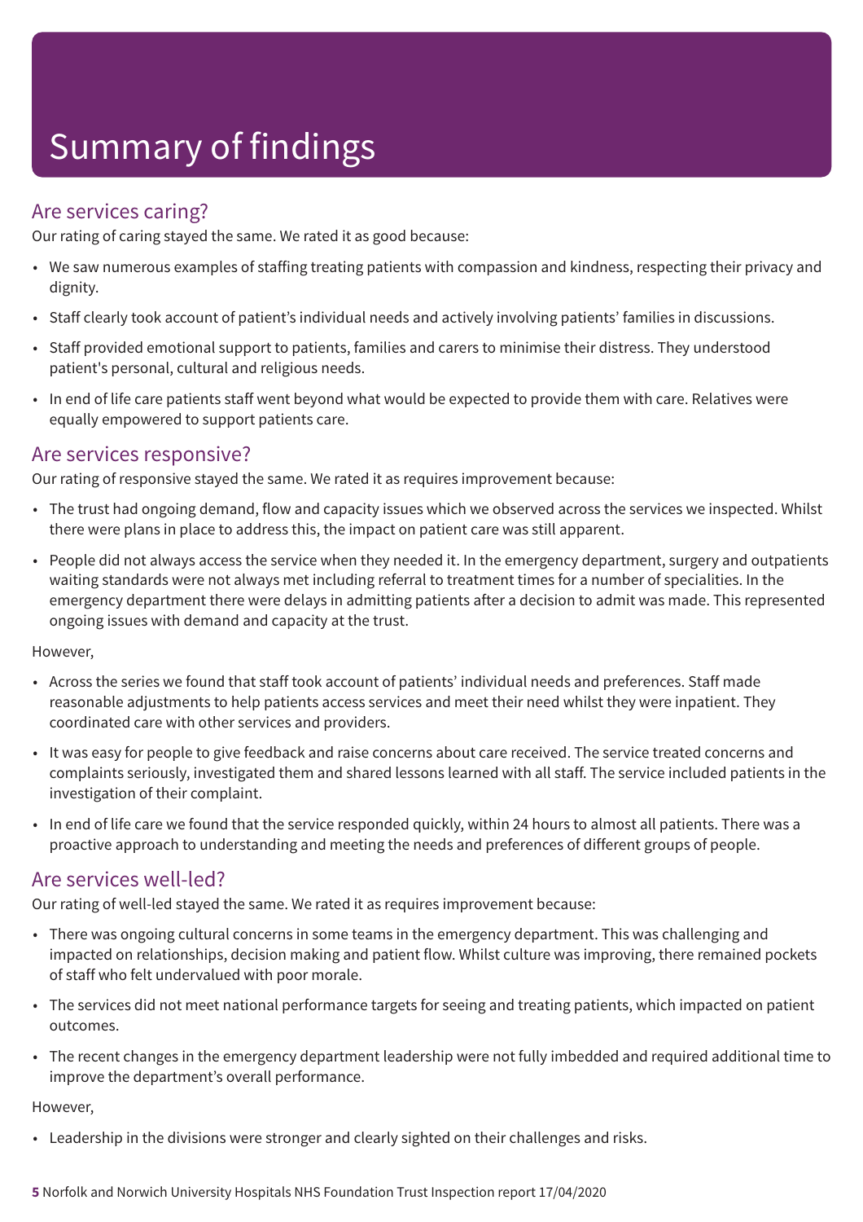# Summary of findings

## Are services caring?

Our rating of caring stayed the same. We rated it as good because:

- We saw numerous examples of staffing treating patients with compassion and kindness, respecting their privacy and dignity.
- Staff clearly took account of patient's individual needs and actively involving patients' families in discussions.
- Staff provided emotional support to patients, families and carers to minimise their distress. They understood patient's personal, cultural and religious needs.
- In end of life care patients staff went beyond what would be expected to provide them with care. Relatives were equally empowered to support patients care.

## Are services responsive?

Our rating of responsive stayed the same. We rated it as requires improvement because:

- The trust had ongoing demand, flow and capacity issues which we observed across the services we inspected. Whilst there were plans in place to address this, the impact on patient care was still apparent.
- People did not always access the service when they needed it. In the emergency department, surgery and outpatients waiting standards were not always met including referral to treatment times for a number of specialities. In the emergency department there were delays in admitting patients after a decision to admit was made. This represented ongoing issues with demand and capacity at the trust.

However,

- Across the series we found that staff took account of patients' individual needs and preferences. Staff made reasonable adjustments to help patients access services and meet their need whilst they were inpatient. They coordinated care with other services and providers.
- It was easy for people to give feedback and raise concerns about care received. The service treated concerns and complaints seriously, investigated them and shared lessons learned with all staff. The service included patients in the investigation of their complaint.
- In end of life care we found that the service responded quickly, within 24 hours to almost all patients. There was a proactive approach to understanding and meeting the needs and preferences of different groups of people.

## Are services well-led?

Our rating of well-led stayed the same. We rated it as requires improvement because:

- There was ongoing cultural concerns in some teams in the emergency department. This was challenging and impacted on relationships, decision making and patient flow. Whilst culture was improving, there remained pockets of staff who felt undervalued with poor morale.
- The services did not meet national performance targets for seeing and treating patients, which impacted on patient outcomes.
- The recent changes in the emergency department leadership were not fully imbedded and required additional time to improve the department's overall performance.

However,

- Leadership in the divisions were stronger and clearly sighted on their challenges and risks.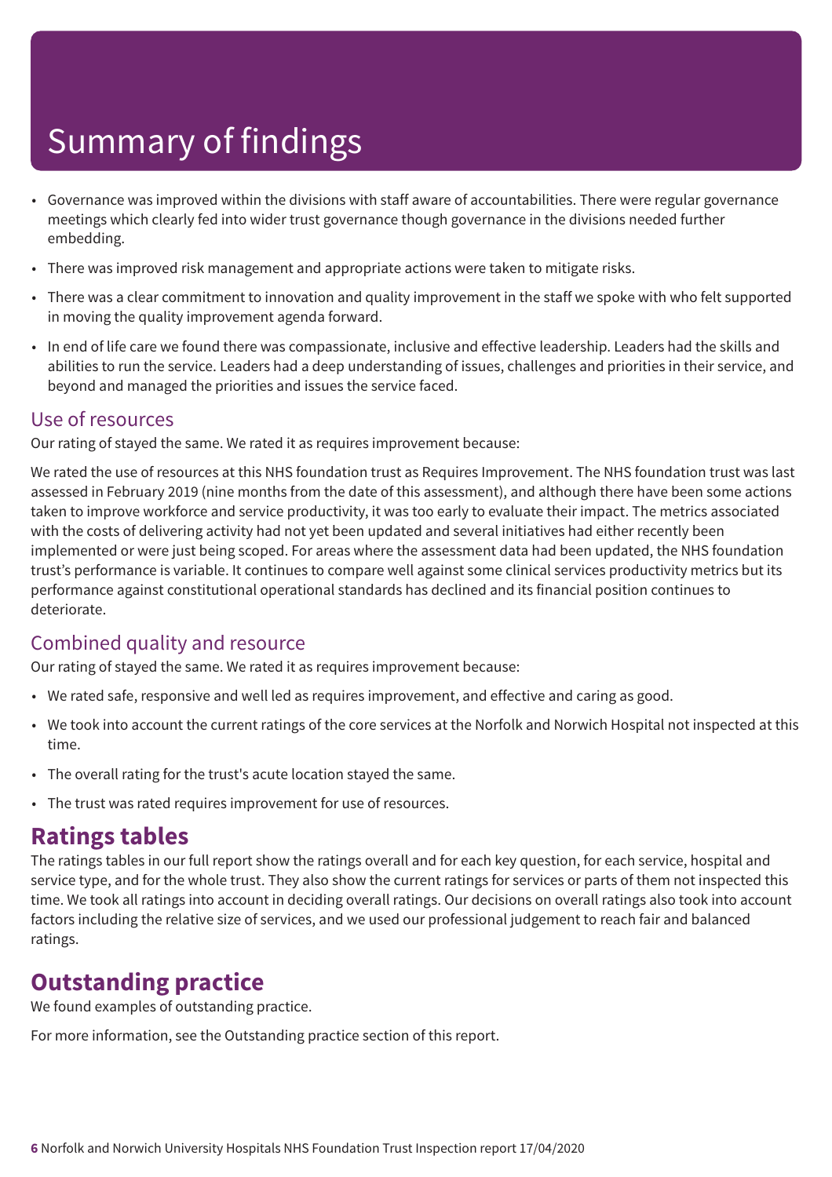# Summary of findings

- Governance was improved within the divisions with staff aware of accountabilities. There were regular governance meetings which clearly fed into wider trust governance though governance in the divisions needed further embedding.
- There was improved risk management and appropriate actions were taken to mitigate risks.
- There was a clear commitment to innovation and quality improvement in the staff we spoke with who felt supported in moving the quality improvement agenda forward.
- In end of life care we found there was compassionate, inclusive and effective leadership. Leaders had the skills and abilities to run the service. Leaders had a deep understanding of issues, challenges and priorities in their service, and beyond and managed the priorities and issues the service faced.

## Use of resources

Our rating of stayed the same. We rated it as requires improvement because:

We rated the use of resources at this NHS foundation trust as Requires Improvement. The NHS foundation trust was last assessed in February 2019 (nine months from the date of this assessment), and although there have been some actions taken to improve workforce and service productivity, it was too early to evaluate their impact. The metrics associated with the costs of delivering activity had not yet been updated and several initiatives had either recently been implemented or were just being scoped. For areas where the assessment data had been updated, the NHS foundation trust's performance is variable. It continues to compare well against some clinical services productivity metrics but its performance against constitutional operational standards has declined and its financial position continues to deteriorate.

## Combined quality and resource

Our rating of stayed the same. We rated it as requires improvement because:

- We rated safe, responsive and well led as requires improvement, and effective and caring as good.
- We took into account the current ratings of the core services at the Norfolk and Norwich Hospital not inspected at this time.
- The overall rating for the trust's acute location stayed the same.
- The trust was rated requires improvement for use of resources.

## Ratings tables

The ratings tables in our full report show the ratings overall and for each key question, for each service, hospital and service type, and for the whole trust. They also show the current ratings for services or parts of them not inspected this time. We took all ratings into account in deciding overall ratings. Our decisions on overall ratings also took into account factors including the relative size of services, and we used our professional judgement to reach fair and balanced ratings.

## Outstanding practice

We found examples of outstanding practice.

For more information, see the Outstanding practice section of this report.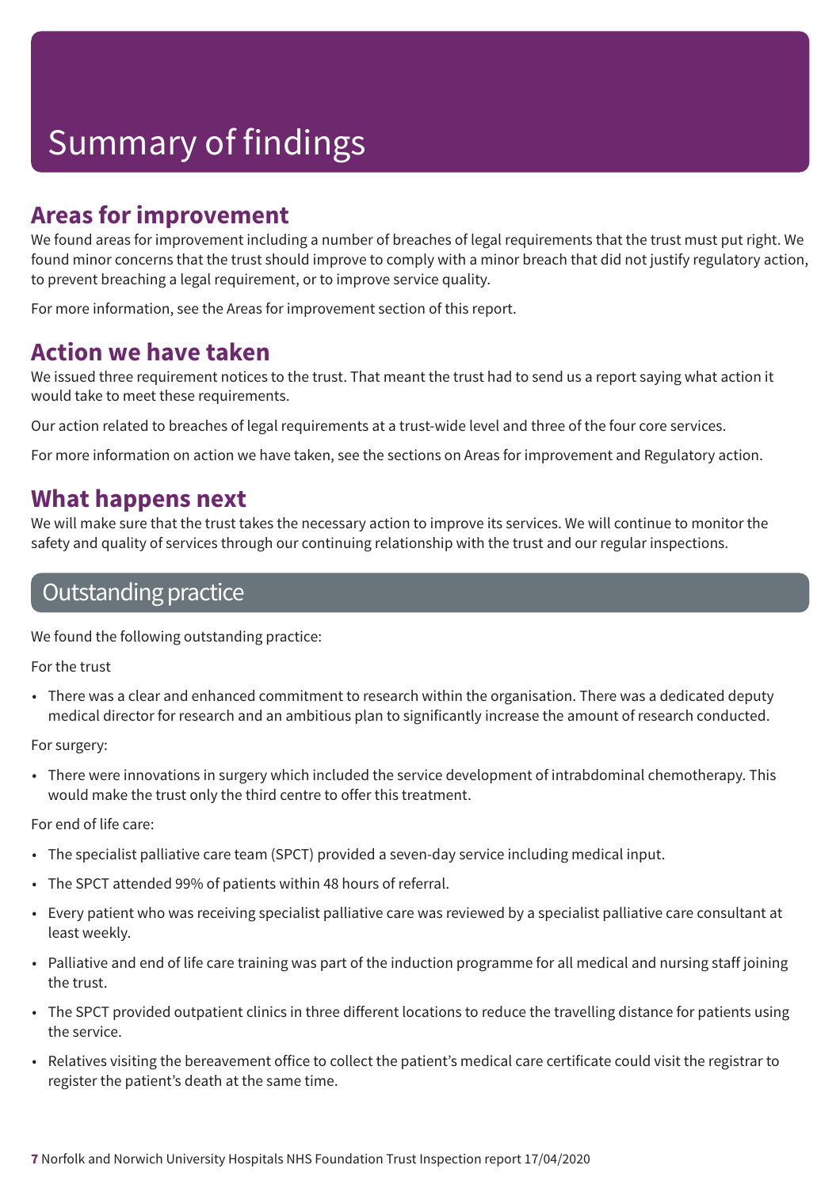# Summary of findings

## Areas for improvement

We found areas for improvement including a number of breaches of legal requirements that the trust must put right. We found minor concerns that the trust should improve to comply with a minor breach that did not justify regulatory action, to prevent breaching a legal requirement, or to improve service quality.

For more information, see the Areas for improvement section of this report.

## Action we have taken

We issued three requirement notices to the trust. That meant the trust had to send us a report saying what action it would take to meet these requirements.

Our action related to breaches of legal requirements at a trust-wide level and three of the four core services.

For more information on action we have taken, see the sections on Areas for improvement and Regulatory action.

## What happens next

We will make sure that the trust takes the necessary action to improve its services. We will continue to monitor the safety and quality of services through our continuing relationship with the trust and our regular inspections.

## Outstanding practice

We found the following outstanding practice:

For the trust

- There was a clear and enhanced commitment to research within the organisation. There was a dedicated deputy medical director for research and an ambitious plan to significantly increase the amount of research conducted.

For surgery:

- There were innovations in surgery which included the service development of intrabdominal chemotherapy. This would make the trust only the third centre to offer this treatment.

For end of life care:

- The specialist palliative care team (SPCT) provided a seven-day service including medical input.
- The SPCT attended 99% of patients within 48 hours of referral.
- Every patient who was receiving specialist palliative care was reviewed by a specialist palliative care consultant at least weekly.
- Palliative and end of life care training was part of the induction programme for all medical and nursing staff joining the trust.
- The SPCT provided outpatient clinics in three different locations to reduce the travelling distance for patients using the service.
- Relatives visiting the bereavement office to collect the patient's medical care certificate could visit the registrar to register the patient's death at the same time.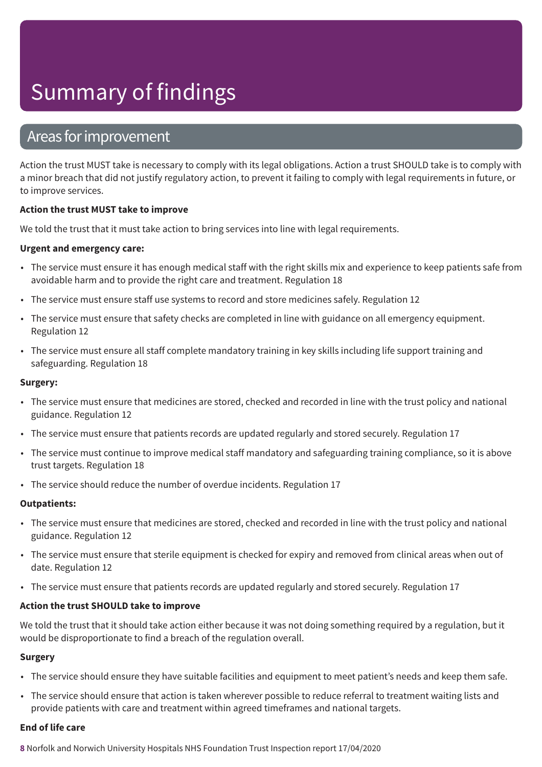# Summary of findings

## Areas for improvement

Action the trust MUST take is necessary to comply with its legal obligations. Action a trust SHOULD take is to comply with a minor breach that did not justify regulatory action, to prevent it failing to comply with legal requirements in future, or to improve services.

**Action the trust MUST take to improve**

We told the trust that it must take action to bring services into line with legal requirements.

**Urgent and emergency care:**

- The service must ensure it has enough medical staff with the right skills mix and experience to keep patients safe from avoidable harm and to provide the right care and treatment. Regulation 18
- The service must ensure staff use systems to record and store medicines safely. Regulation 12
- The service must ensure that safety checks are completed in line with guidance on all emergency equipment. Regulation 12
- The service must ensure all staff complete mandatory training in key skills including life support training and safeguarding. Regulation 18

**Surgery:**

- The service must ensure that medicines are stored, checked and recorded in line with the trust policy and national guidance. Regulation 12
- The service must ensure that patients records are updated regularly and stored securely. Regulation 17
- The service must continue to improve medical staff mandatory and safeguarding training compliance, so it is above trust targets. Regulation 18
- The service should reduce the number of overdue incidents. Regulation 17

**Outpatients:**

- The service must ensure that medicines are stored, checked and recorded in line with the trust policy and national guidance. Regulation 12
- The service must ensure that sterile equipment is checked for expiry and removed from clinical areas when out of date. Regulation 12
- The service must ensure that patients records are updated regularly and stored securely. Regulation 17

**Action the trust SHOULD take to improve**

We told the trust that it should take action either because it was not doing something required by a regulation, but it would be disproportionate to find a breach of the regulation overall.

**Surgery**

- The service should ensure they have suitable facilities and equipment to meet patient's needs and keep them safe.
- The service should ensure that action is taken wherever possible to reduce referral to treatment waiting lists and provide patients with care and treatment within agreed timeframes and national targets.

**End of life care**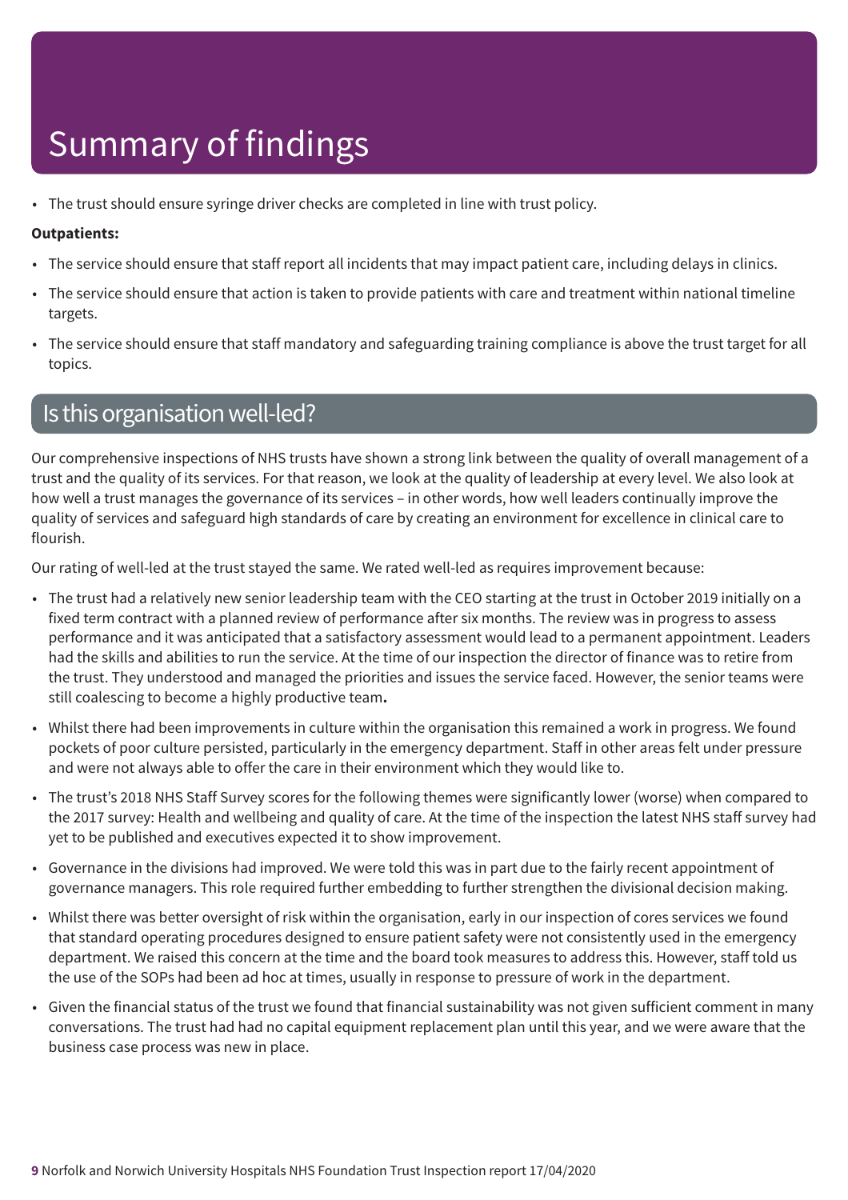# Summary of findings

- The trust should ensure syringe driver checks are completed in line with trust policy.

**Outpatients:**

- The service should ensure that staff report all incidents that may impact patient care, including delays in clinics.
- The service should ensure that action is taken to provide patients with care and treatment within national timeline targets.
- The service should ensure that staff mandatory and safeguarding training compliance is above the trust target for all topics.

## Is this organisation well-led?

Our comprehensive inspections of NHS trusts have shown a strong link between the quality of overall management of a trust and the quality of its services. For that reason, we look at the quality of leadership at every level. We also look at how well a trust manages the governance of its services – in other words, how well leaders continually improve the quality of services and safeguard high standards of care by creating an environment for excellence in clinical care to flourish.

Our rating of well-led at the trust stayed the same. We rated well-led as requires improvement because:

- The trust had a relatively new senior leadership team with the CEO starting at the trust in October 2019 initially on a fixed term contract with a planned review of performance after six months. The review was in progress to assess performance and it was anticipated that a satisfactory assessment would lead to a permanent appointment. Leaders had the skills and abilities to run the service. At the time of our inspection the director of finance was to retire from the trust. They understood and managed the priorities and issues the service faced. However, the senior teams were still coalescing to become a highly productive team**.**
- Whilst there had been improvements in culture within the organisation this remained a work in progress. We found pockets of poor culture persisted, particularly in the emergency department. Staff in other areas felt under pressure and were not always able to offer the care in their environment which they would like to.
- The trust's 2018 NHS Staff Survey scores for the following themes were significantly lower (worse) when compared to the 2017 survey: Health and wellbeing and quality of care. At the time of the inspection the latest NHS staff survey had yet to be published and executives expected it to show improvement.
- Governance in the divisions had improved. We were told this was in part due to the fairly recent appointment of governance managers. This role required further embedding to further strengthen the divisional decision making.
- Whilst there was better oversight of risk within the organisation, early in our inspection of cores services we found that standard operating procedures designed to ensure patient safety were not consistently used in the emergency department. We raised this concern at the time and the board took measures to address this. However, staff told us the use of the SOPs had been ad hoc at times, usually in response to pressure of work in the department.
- Given the financial status of the trust we found that financial sustainability was not given sufficient comment in many conversations. The trust had had no capital equipment replacement plan until this year, and we were aware that the business case process was new in place.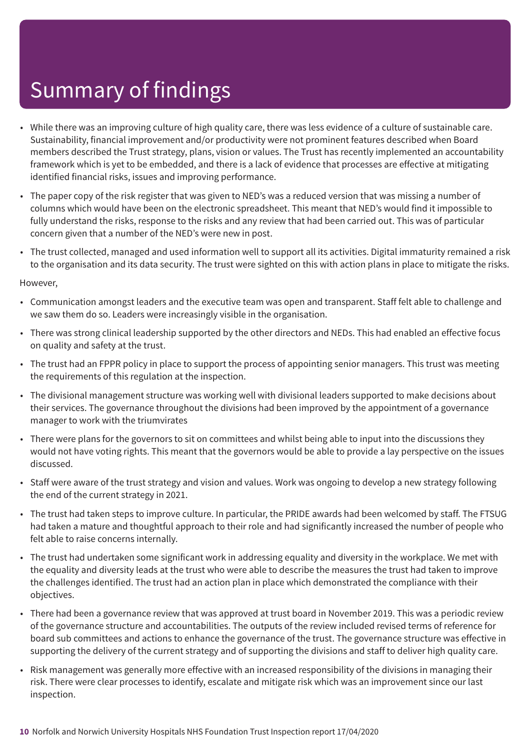# Summary of findings

- While there was an improving culture of high quality care, there was less evidence of a culture of sustainable care. Sustainability, financial improvement and/or productivity were not prominent features described when Board members described the Trust strategy, plans, vision or values. The Trust has recently implemented an accountability framework which is yet to be embedded, and there is a lack of evidence that processes are effective at mitigating identified financial risks, issues and improving performance.
- The paper copy of the risk register that was given to NED's was a reduced version that was missing a number of columns which would have been on the electronic spreadsheet. This meant that NED's would find it impossible to fully understand the risks, response to the risks and any review that had been carried out. This was of particular concern given that a number of the NED's were new in post.
- The trust collected, managed and used information well to support all its activities. Digital immaturity remained a risk to the organisation and its data security. The trust were sighted on this with action plans in place to mitigate the risks.

However,

- Communication amongst leaders and the executive team was open and transparent. Staff felt able to challenge and we saw them do so. Leaders were increasingly visible in the organisation.
- There was strong clinical leadership supported by the other directors and NEDs. This had enabled an effective focus on quality and safety at the trust.
- The trust had an FPPR policy in place to support the process of appointing senior managers. This trust was meeting the requirements of this regulation at the inspection.
- The divisional management structure was working well with divisional leaders supported to make decisions about their services. The governance throughout the divisions had been improved by the appointment of a governance manager to work with the triumvirates
- There were plans for the governors to sit on committees and whilst being able to input into the discussions they would not have voting rights. This meant that the governors would be able to provide a lay perspective on the issues discussed.
- Staff were aware of the trust strategy and vision and values. Work was ongoing to develop a new strategy following the end of the current strategy in 2021.
- The trust had taken steps to improve culture. In particular, the PRIDE awards had been welcomed by staff. The FTSUG had taken a mature and thoughtful approach to their role and had significantly increased the number of people who felt able to raise concerns internally.
- The trust had undertaken some significant work in addressing equality and diversity in the workplace. We met with the equality and diversity leads at the trust who were able to describe the measures the trust had taken to improve the challenges identified. The trust had an action plan in place which demonstrated the compliance with their objectives.
- There had been a governance review that was approved at trust board in November 2019. This was a periodic review of the governance structure and accountabilities. The outputs of the review included revised terms of reference for board sub committees and actions to enhance the governance of the trust. The governance structure was effective in supporting the delivery of the current strategy and of supporting the divisions and staff to deliver high quality care.
- Risk management was generally more effective with an increased responsibility of the divisions in managing their risk. There were clear processes to identify, escalate and mitigate risk which was an improvement since our last inspection.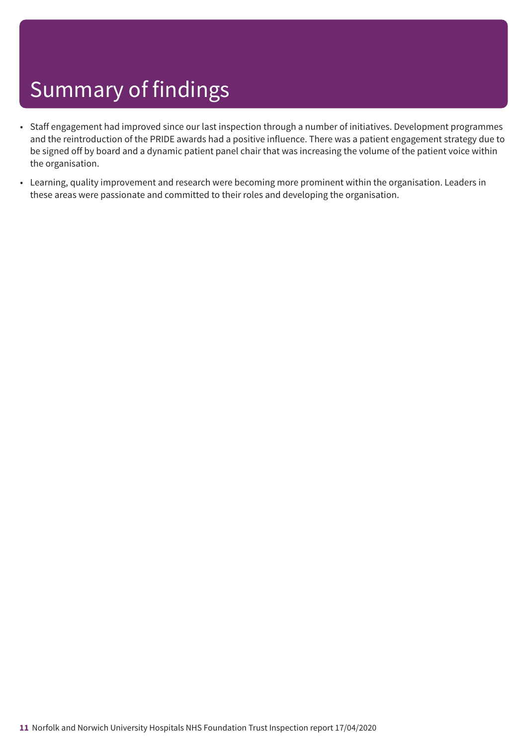# Summary of findings

- Staff engagement had improved since our last inspection through a number of initiatives. Development programmes and the reintroduction of the PRIDE awards had a positive influence. There was a patient engagement strategy due to be signed off by board and a dynamic patient panel chair that was increasing the volume of the patient voice within the organisation.
- Learning, quality improvement and research were becoming more prominent within the organisation. Leaders in these areas were passionate and committed to their roles and developing the organisation.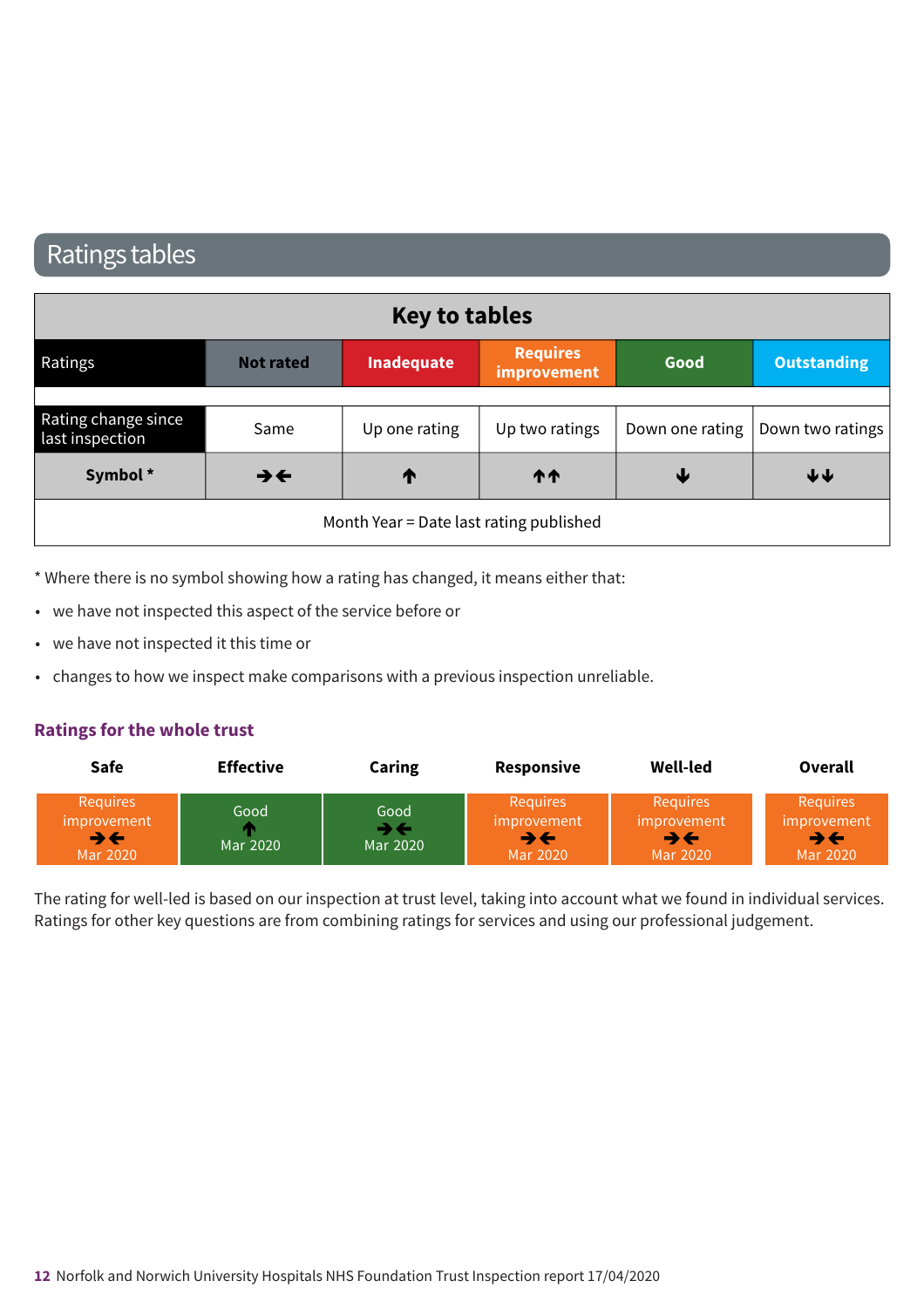# Ratings tables

| Key to tables | | | | | |
|---|---|---|---|---|---|
| Ratings | Not rated | Inadequate | Requires improvement | Good | Outstanding |
| Rating change since last inspection | Same | Up one rating | Up two ratings | Down one rating | Down two ratings |
| **Symbol *** | ➔🡐 | 🡑 | 🡑🡑 | 🡓 | 🡓🡓 |
| Month Year = Date last rating published | | | | | |

* Where there is no symbol showing how a rating has changed, it means either that:

- we have not inspected this aspect of the service before or
- we have not inspected it this time or
- changes to how we inspect make comparisons with a previous inspection unreliable.

## Ratings for the whole trust

| Safe | Effective | Caring | Responsive | Well-led | Overall |
|---|---|---|---|---|---|
| Requires improvement ➔🡐 Mar 2020 | Good 🡑 Mar 2020 | Good ➔🡐 Mar 2020 | Requires improvement ➔🡐 Mar 2020 | Requires improvement ➔🡐 Mar 2020 | Requires improvement ➔🡐 Mar 2020 |

The rating for well-led is based on our inspection at trust level, taking into account what we found in individual services. Ratings for other key questions are from combining ratings for services and using our professional judgement.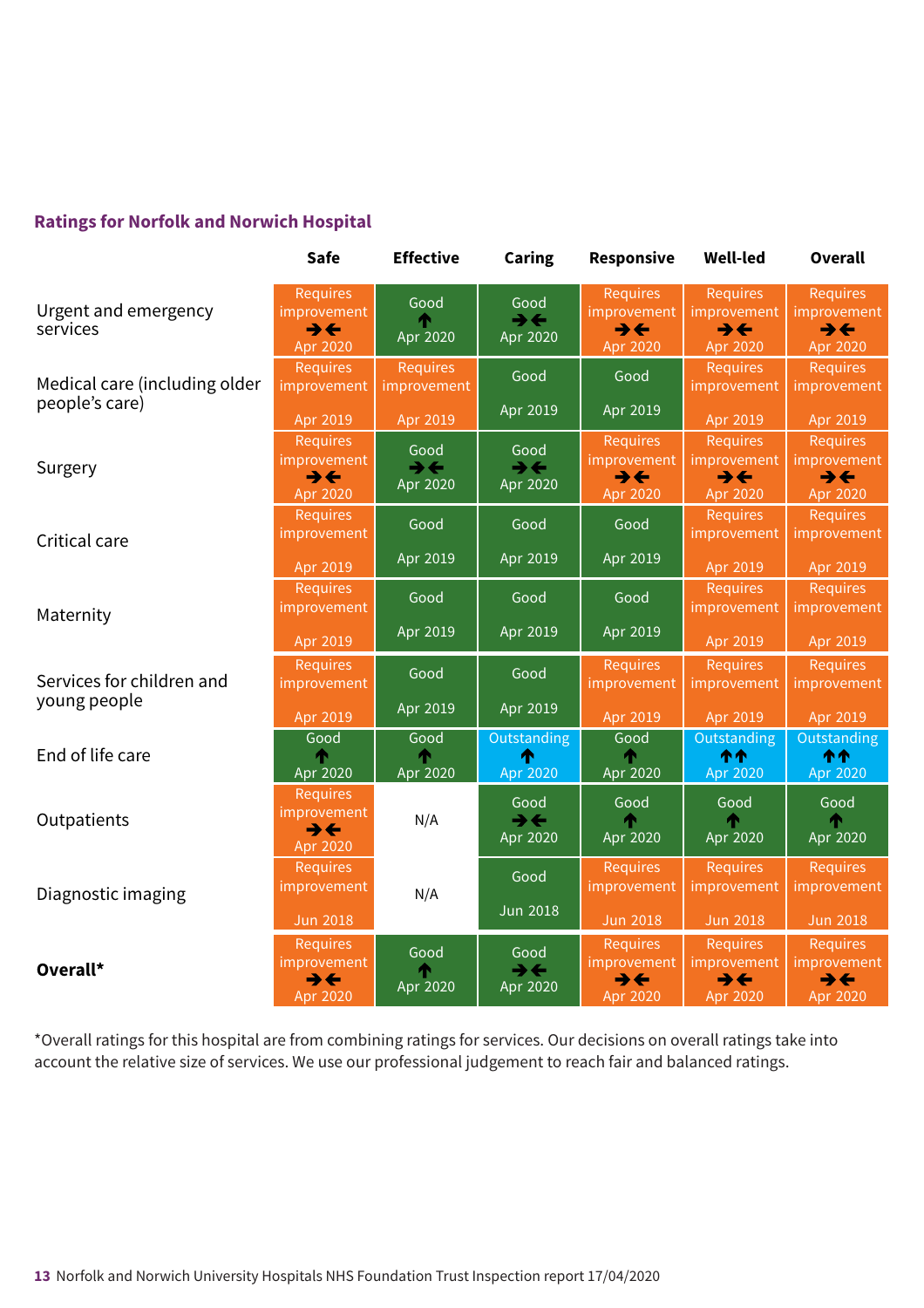## Ratings for Norfolk and Norwich Hospital

| | Safe | Effective | Caring | Responsive | Well-led | Overall |
|---|---|---|---|---|---|---|
| Urgent and emergency services | Requires improvement →← Apr 2020 | Good ↑ Apr 2020 | Good →← Apr 2020 | Requires improvement →← Apr 2020 | Requires improvement →← Apr 2020 | Requires improvement →← Apr 2020 |
| Medical care (including older people's care) | Requires improvement Apr 2019 | Requires improvement Apr 2019 | Good Apr 2019 | Good Apr 2019 | Requires improvement Apr 2019 | Requires improvement Apr 2019 |
| Surgery | Requires improvement →← Apr 2020 | Good →← Apr 2020 | Good →← Apr 2020 | Requires improvement →← Apr 2020 | Requires improvement →← Apr 2020 | Requires improvement →← Apr 2020 |
| Critical care | Requires improvement Apr 2019 | Good Apr 2019 | Good Apr 2019 | Good Apr 2019 | Requires improvement Apr 2019 | Requires improvement Apr 2019 |
| Maternity | Requires improvement Apr 2019 | Good Apr 2019 | Good Apr 2019 | Good Apr 2019 | Requires improvement Apr 2019 | Requires improvement Apr 2019 |
| Services for children and young people | Requires improvement Apr 2019 | Good Apr 2019 | Good Apr 2019 | Requires improvement Apr 2019 | Requires improvement Apr 2019 | Requires improvement Apr 2019 |
| End of life care | Good ↑ Apr 2020 | Good ↑ Apr 2020 | Outstanding ↑ Apr 2020 | Good ↑ Apr 2020 | Outstanding ↑↑ Apr 2020 | Outstanding ↑↑ Apr 2020 |
| Outpatients | Requires improvement →← Apr 2020 | N/A | Good →← Apr 2020 | Good ↑ Apr 2020 | Good ↑ Apr 2020 | Good ↑ Apr 2020 |
| Diagnostic imaging | Requires improvement Jun 2018 | N/A | Good Jun 2018 | Requires improvement Jun 2018 | Requires improvement Jun 2018 | Requires improvement Jun 2018 |
| **Overall*** | Requires improvement →← Apr 2020 | Good ↑ Apr 2020 | Good →← Apr 2020 | Requires improvement →← Apr 2020 | Requires improvement →← Apr 2020 | Requires improvement →← Apr 2020 |

*Overall ratings for this hospital are from combining ratings for services. Our decisions on overall ratings take into account the relative size of services. We use our professional judgement to reach fair and balanced ratings.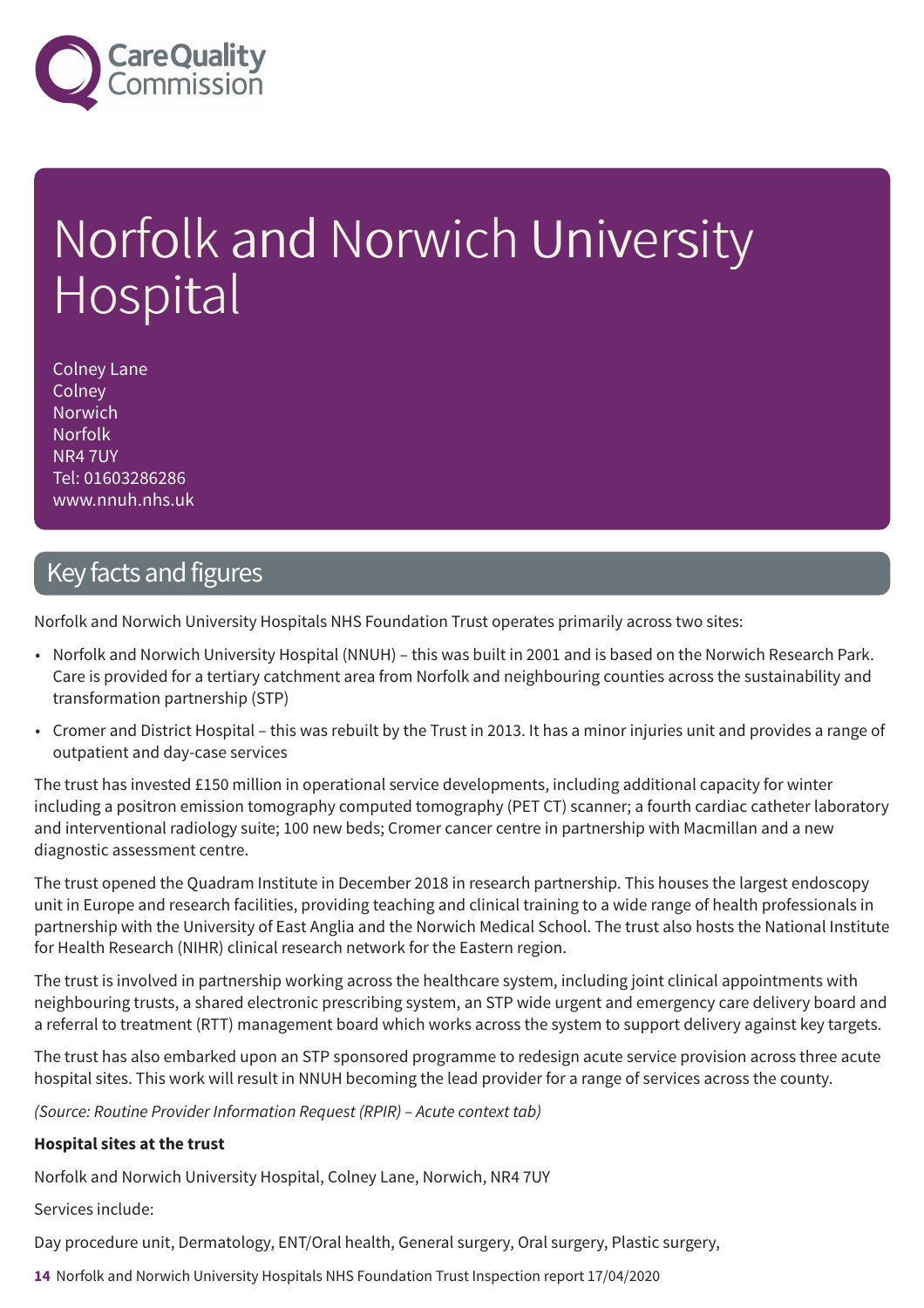# Norfolk and Norwich University Hospital

Colney Lane
Colney
Norwich
Norfolk
NR4 7UY
Tel: 01603286286
www.nnuh.nhs.uk

## Key facts and figures

Norfolk and Norwich University Hospitals NHS Foundation Trust operates primarily across two sites:

- Norfolk and Norwich University Hospital (NNUH) – this was built in 2001 and is based on the Norwich Research Park. Care is provided for a tertiary catchment area from Norfolk and neighbouring counties across the sustainability and transformation partnership (STP)
- Cromer and District Hospital – this was rebuilt by the Trust in 2013. It has a minor injuries unit and provides a range of outpatient and day-case services

The trust has invested £150 million in operational service developments, including additional capacity for winter including a positron emission tomography computed tomography (PET CT) scanner; a fourth cardiac catheter laboratory and interventional radiology suite; 100 new beds; Cromer cancer centre in partnership with Macmillan and a new diagnostic assessment centre.

The trust opened the Quadram Institute in December 2018 in research partnership. This houses the largest endoscopy unit in Europe and research facilities, providing teaching and clinical training to a wide range of health professionals in partnership with the University of East Anglia and the Norwich Medical School. The trust also hosts the National Institute for Health Research (NIHR) clinical research network for the Eastern region.

The trust is involved in partnership working across the healthcare system, including joint clinical appointments with neighbouring trusts, a shared electronic prescribing system, an STP wide urgent and emergency care delivery board and a referral to treatment (RTT) management board which works across the system to support delivery against key targets.

The trust has also embarked upon an STP sponsored programme to redesign acute service provision across three acute hospital sites. This work will result in NNUH becoming the lead provider for a range of services across the county.

*(Source: Routine Provider Information Request (RPIR) – Acute context tab)*

**Hospital sites at the trust**

Norfolk and Norwich University Hospital, Colney Lane, Norwich, NR4 7UY

Services include:

Day procedure unit, Dermatology, ENT/Oral health, General surgery, Oral surgery, Plastic surgery,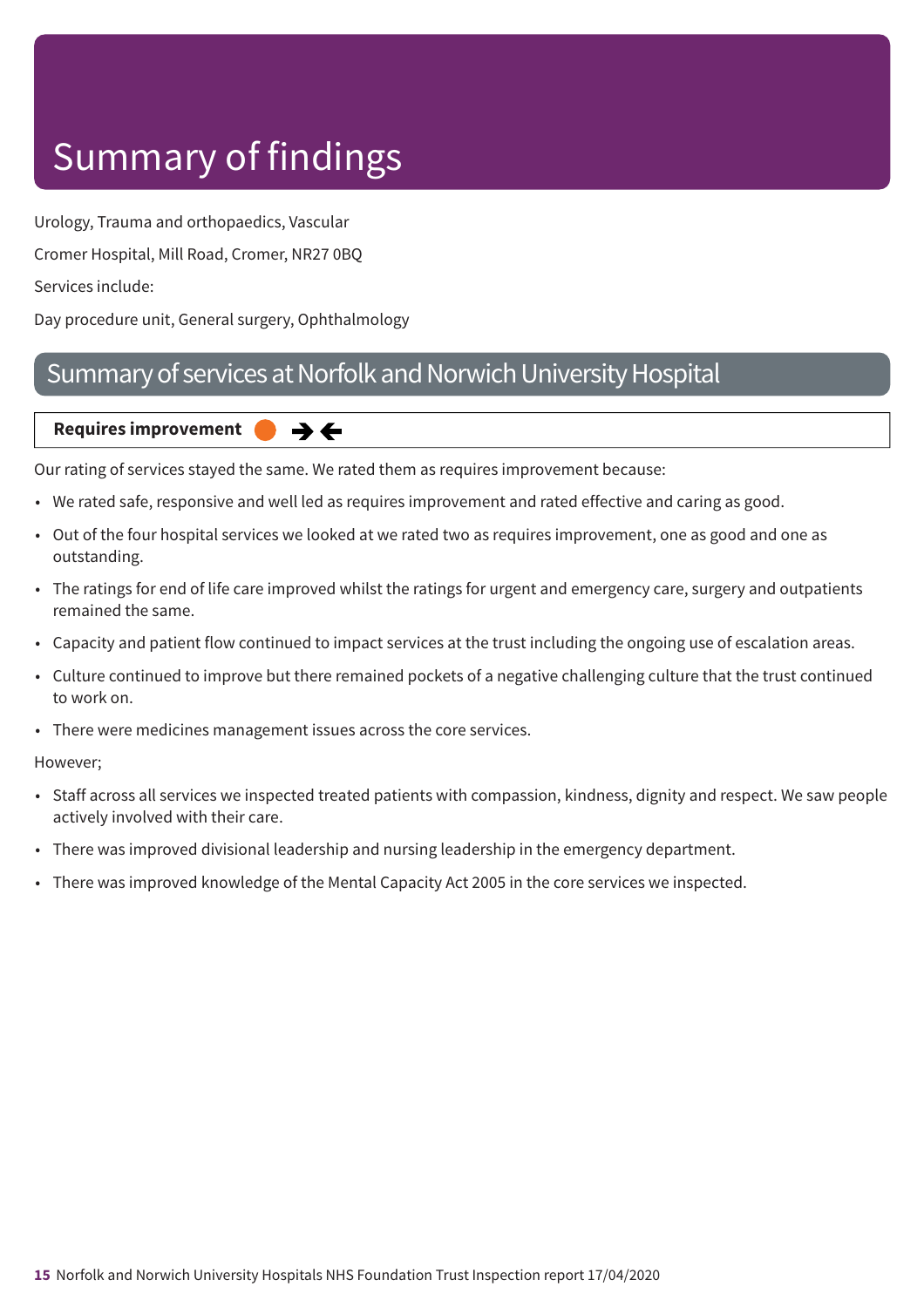# Summary of findings

Urology, Trauma and orthopaedics, Vascular

Cromer Hospital, Mill Road, Cromer, NR27 0BQ

Services include:

Day procedure unit, General surgery, Ophthalmology

## Summary of services at Norfolk and Norwich University Hospital

**Requires improvement** ● →←

Our rating of services stayed the same. We rated them as requires improvement because:

- We rated safe, responsive and well led as requires improvement and rated effective and caring as good.
- Out of the four hospital services we looked at we rated two as requires improvement, one as good and one as outstanding.
- The ratings for end of life care improved whilst the ratings for urgent and emergency care, surgery and outpatients remained the same.
- Capacity and patient flow continued to impact services at the trust including the ongoing use of escalation areas.
- Culture continued to improve but there remained pockets of a negative challenging culture that the trust continued to work on.
- There were medicines management issues across the core services.

However;

- Staff across all services we inspected treated patients with compassion, kindness, dignity and respect. We saw people actively involved with their care.
- There was improved divisional leadership and nursing leadership in the emergency department.
- There was improved knowledge of the Mental Capacity Act 2005 in the core services we inspected.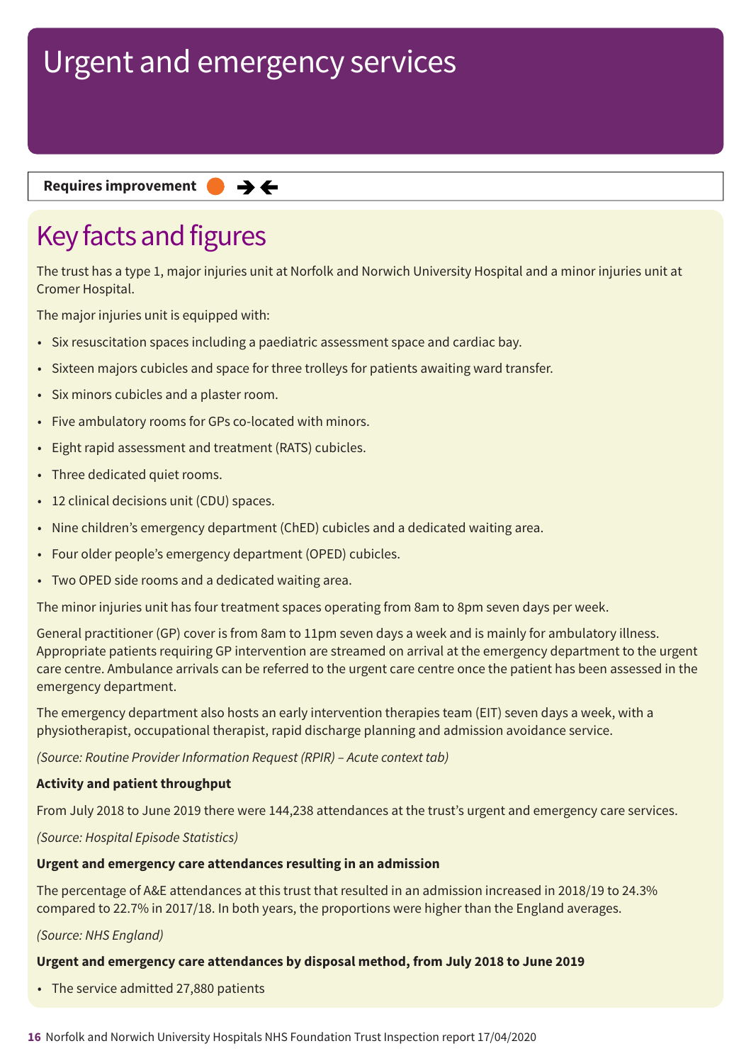# Urgent and emergency services

**Requires improvement** ● →←

## Key facts and figures

The trust has a type 1, major injuries unit at Norfolk and Norwich University Hospital and a minor injuries unit at Cromer Hospital.

The major injuries unit is equipped with:

- Six resuscitation spaces including a paediatric assessment space and cardiac bay.
- Sixteen majors cubicles and space for three trolleys for patients awaiting ward transfer.
- Six minors cubicles and a plaster room.
- Five ambulatory rooms for GPs co-located with minors.
- Eight rapid assessment and treatment (RATS) cubicles.
- Three dedicated quiet rooms.
- 12 clinical decisions unit (CDU) spaces.
- Nine children's emergency department (ChED) cubicles and a dedicated waiting area.
- Four older people's emergency department (OPED) cubicles.
- Two OPED side rooms and a dedicated waiting area.

The minor injuries unit has four treatment spaces operating from 8am to 8pm seven days per week.

General practitioner (GP) cover is from 8am to 11pm seven days a week and is mainly for ambulatory illness. Appropriate patients requiring GP intervention are streamed on arrival at the emergency department to the urgent care centre. Ambulance arrivals can be referred to the urgent care centre once the patient has been assessed in the emergency department.

The emergency department also hosts an early intervention therapies team (EIT) seven days a week, with a physiotherapist, occupational therapist, rapid discharge planning and admission avoidance service.

*(Source: Routine Provider Information Request (RPIR) – Acute context tab)*

**Activity and patient throughput**

From July 2018 to June 2019 there were 144,238 attendances at the trust's urgent and emergency care services.

*(Source: Hospital Episode Statistics)*

**Urgent and emergency care attendances resulting in an admission**

The percentage of A&E attendances at this trust that resulted in an admission increased in 2018/19 to 24.3% compared to 22.7% in 2017/18. In both years, the proportions were higher than the England averages.

*(Source: NHS England)*

**Urgent and emergency care attendances by disposal method, from July 2018 to June 2019**

- The service admitted 27,880 patients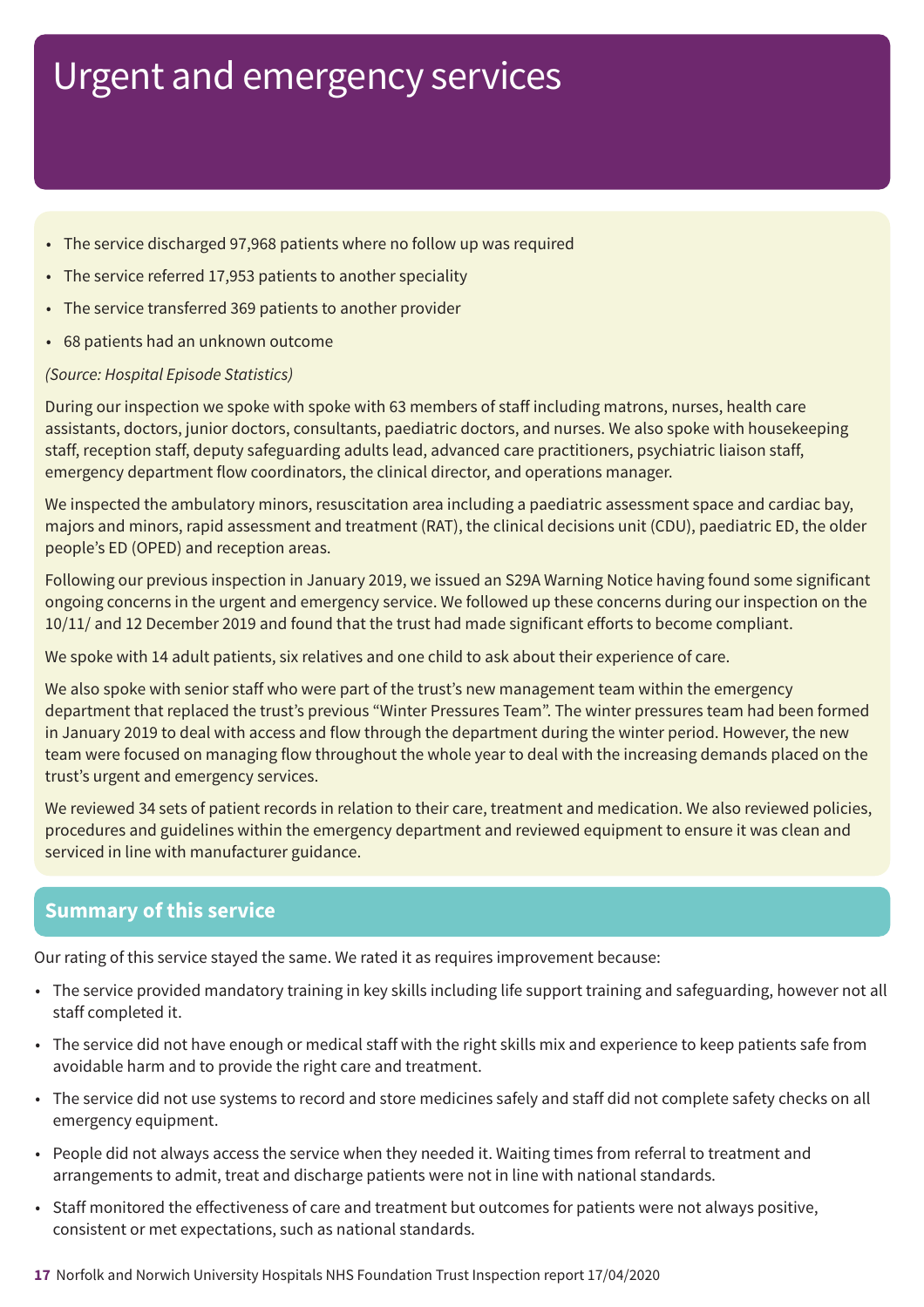# Urgent and emergency services

- The service discharged 97,968 patients where no follow up was required
- The service referred 17,953 patients to another speciality
- The service transferred 369 patients to another provider
- 68 patients had an unknown outcome

*(Source: Hospital Episode Statistics)*

During our inspection we spoke with spoke with 63 members of staff including matrons, nurses, health care assistants, doctors, junior doctors, consultants, paediatric doctors, and nurses. We also spoke with housekeeping staff, reception staff, deputy safeguarding adults lead, advanced care practitioners, psychiatric liaison staff, emergency department flow coordinators, the clinical director, and operations manager.

We inspected the ambulatory minors, resuscitation area including a paediatric assessment space and cardiac bay, majors and minors, rapid assessment and treatment (RAT), the clinical decisions unit (CDU), paediatric ED, the older people's ED (OPED) and reception areas.

Following our previous inspection in January 2019, we issued an S29A Warning Notice having found some significant ongoing concerns in the urgent and emergency service. We followed up these concerns during our inspection on the 10/11/ and 12 December 2019 and found that the trust had made significant efforts to become compliant.

We spoke with 14 adult patients, six relatives and one child to ask about their experience of care.

We also spoke with senior staff who were part of the trust's new management team within the emergency department that replaced the trust's previous "Winter Pressures Team". The winter pressures team had been formed in January 2019 to deal with access and flow through the department during the winter period. However, the new team were focused on managing flow throughout the whole year to deal with the increasing demands placed on the trust's urgent and emergency services.

We reviewed 34 sets of patient records in relation to their care, treatment and medication. We also reviewed policies, procedures and guidelines within the emergency department and reviewed equipment to ensure it was clean and serviced in line with manufacturer guidance.

## Summary of this service

Our rating of this service stayed the same. We rated it as requires improvement because:

- The service provided mandatory training in key skills including life support training and safeguarding, however not all staff completed it.
- The service did not have enough or medical staff with the right skills mix and experience to keep patients safe from avoidable harm and to provide the right care and treatment.
- The service did not use systems to record and store medicines safely and staff did not complete safety checks on all emergency equipment.
- People did not always access the service when they needed it. Waiting times from referral to treatment and arrangements to admit, treat and discharge patients were not in line with national standards.
- Staff monitored the effectiveness of care and treatment but outcomes for patients were not always positive, consistent or met expectations, such as national standards.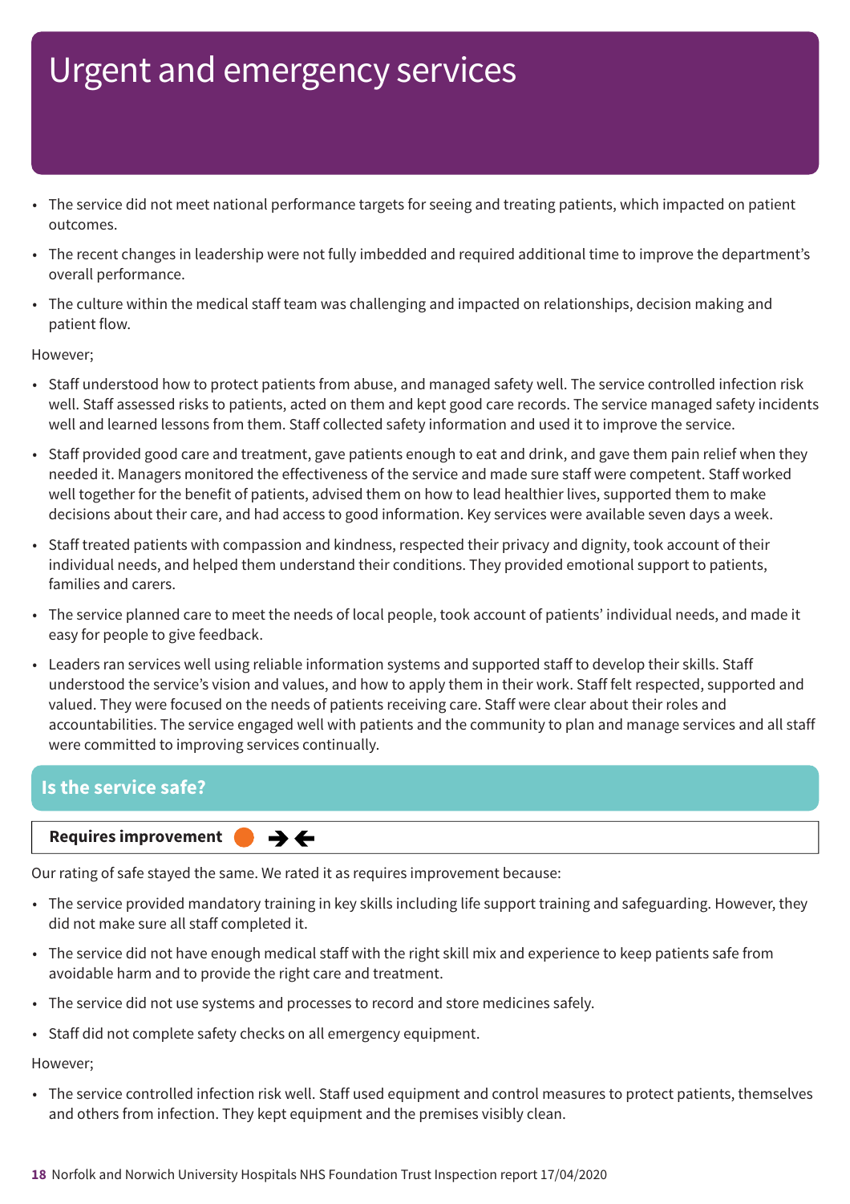# Urgent and emergency services

- The service did not meet national performance targets for seeing and treating patients, which impacted on patient outcomes.
- The recent changes in leadership were not fully imbedded and required additional time to improve the department's overall performance.
- The culture within the medical staff team was challenging and impacted on relationships, decision making and patient flow.

However;

- Staff understood how to protect patients from abuse, and managed safety well. The service controlled infection risk well. Staff assessed risks to patients, acted on them and kept good care records. The service managed safety incidents well and learned lessons from them. Staff collected safety information and used it to improve the service.
- Staff provided good care and treatment, gave patients enough to eat and drink, and gave them pain relief when they needed it. Managers monitored the effectiveness of the service and made sure staff were competent. Staff worked well together for the benefit of patients, advised them on how to lead healthier lives, supported them to make decisions about their care, and had access to good information. Key services were available seven days a week.
- Staff treated patients with compassion and kindness, respected their privacy and dignity, took account of their individual needs, and helped them understand their conditions. They provided emotional support to patients, families and carers.
- The service planned care to meet the needs of local people, took account of patients' individual needs, and made it easy for people to give feedback.
- Leaders ran services well using reliable information systems and supported staff to develop their skills. Staff understood the service's vision and values, and how to apply them in their work. Staff felt respected, supported and valued. They were focused on the needs of patients receiving care. Staff were clear about their roles and accountabilities. The service engaged well with patients and the community to plan and manage services and all staff were committed to improving services continually.

## Is the service safe?

**Requires improvement** ➔🡐

Our rating of safe stayed the same. We rated it as requires improvement because:

- The service provided mandatory training in key skills including life support training and safeguarding. However, they did not make sure all staff completed it.
- The service did not have enough medical staff with the right skill mix and experience to keep patients safe from avoidable harm and to provide the right care and treatment.
- The service did not use systems and processes to record and store medicines safely.
- Staff did not complete safety checks on all emergency equipment.

However;

- The service controlled infection risk well. Staff used equipment and control measures to protect patients, themselves and others from infection. They kept equipment and the premises visibly clean.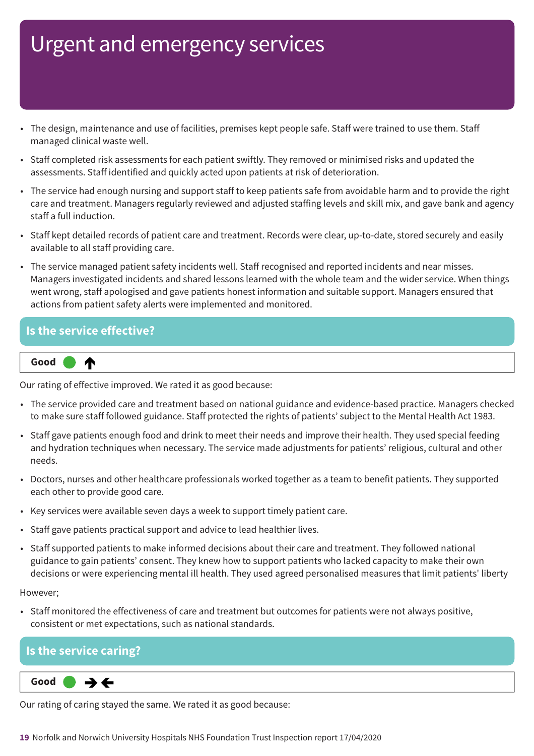# Urgent and emergency services

- The design, maintenance and use of facilities, premises kept people safe. Staff were trained to use them. Staff managed clinical waste well.
- Staff completed risk assessments for each patient swiftly. They removed or minimised risks and updated the assessments. Staff identified and quickly acted upon patients at risk of deterioration.
- The service had enough nursing and support staff to keep patients safe from avoidable harm and to provide the right care and treatment. Managers regularly reviewed and adjusted staffing levels and skill mix, and gave bank and agency staff a full induction.
- Staff kept detailed records of patient care and treatment. Records were clear, up-to-date, stored securely and easily available to all staff providing care.
- The service managed patient safety incidents well. Staff recognised and reported incidents and near misses. Managers investigated incidents and shared lessons learned with the whole team and the wider service. When things went wrong, staff apologised and gave patients honest information and suitable support. Managers ensured that actions from patient safety alerts were implemented and monitored.

## Is the service effective?

**Good** ⬆

Our rating of effective improved. We rated it as good because:

- The service provided care and treatment based on national guidance and evidence-based practice. Managers checked to make sure staff followed guidance. Staff protected the rights of patients' subject to the Mental Health Act 1983.
- Staff gave patients enough food and drink to meet their needs and improve their health. They used special feeding and hydration techniques when necessary. The service made adjustments for patients' religious, cultural and other needs.
- Doctors, nurses and other healthcare professionals worked together as a team to benefit patients. They supported each other to provide good care.
- Key services were available seven days a week to support timely patient care.
- Staff gave patients practical support and advice to lead healthier lives.
- Staff supported patients to make informed decisions about their care and treatment. They followed national guidance to gain patients' consent. They knew how to support patients who lacked capacity to make their own decisions or were experiencing mental ill health. They used agreed personalised measures that limit patients' liberty

However;

- Staff monitored the effectiveness of care and treatment but outcomes for patients were not always positive, consistent or met expectations, such as national standards.

## Is the service caring?

**Good** ➔⬅

Our rating of caring stayed the same. We rated it as good because: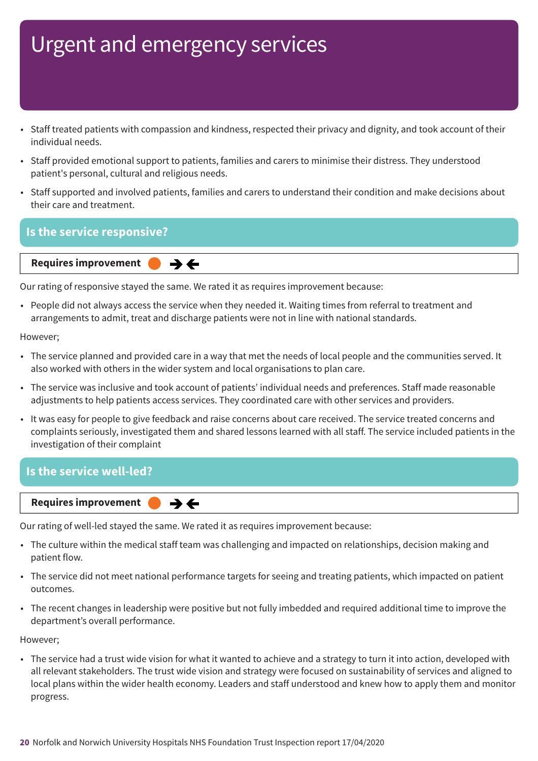# Urgent and emergency services

- Staff treated patients with compassion and kindness, respected their privacy and dignity, and took account of their individual needs.
- Staff provided emotional support to patients, families and carers to minimise their distress. They understood patient's personal, cultural and religious needs.
- Staff supported and involved patients, families and carers to understand their condition and make decisions about their care and treatment.

## Is the service responsive?

**Requires improvement** ● →←

Our rating of responsive stayed the same. We rated it as requires improvement because:

- People did not always access the service when they needed it. Waiting times from referral to treatment and arrangements to admit, treat and discharge patients were not in line with national standards.

However;

- The service planned and provided care in a way that met the needs of local people and the communities served. It also worked with others in the wider system and local organisations to plan care.
- The service was inclusive and took account of patients' individual needs and preferences. Staff made reasonable adjustments to help patients access services. They coordinated care with other services and providers.
- It was easy for people to give feedback and raise concerns about care received. The service treated concerns and complaints seriously, investigated them and shared lessons learned with all staff. The service included patients in the investigation of their complaint

## Is the service well-led?

**Requires improvement** ● →←

Our rating of well-led stayed the same. We rated it as requires improvement because:

- The culture within the medical staff team was challenging and impacted on relationships, decision making and patient flow.
- The service did not meet national performance targets for seeing and treating patients, which impacted on patient outcomes.
- The recent changes in leadership were positive but not fully imbedded and required additional time to improve the department's overall performance.

However;

- The service had a trust wide vision for what it wanted to achieve and a strategy to turn it into action, developed with all relevant stakeholders. The trust wide vision and strategy were focused on sustainability of services and aligned to local plans within the wider health economy. Leaders and staff understood and knew how to apply them and monitor progress.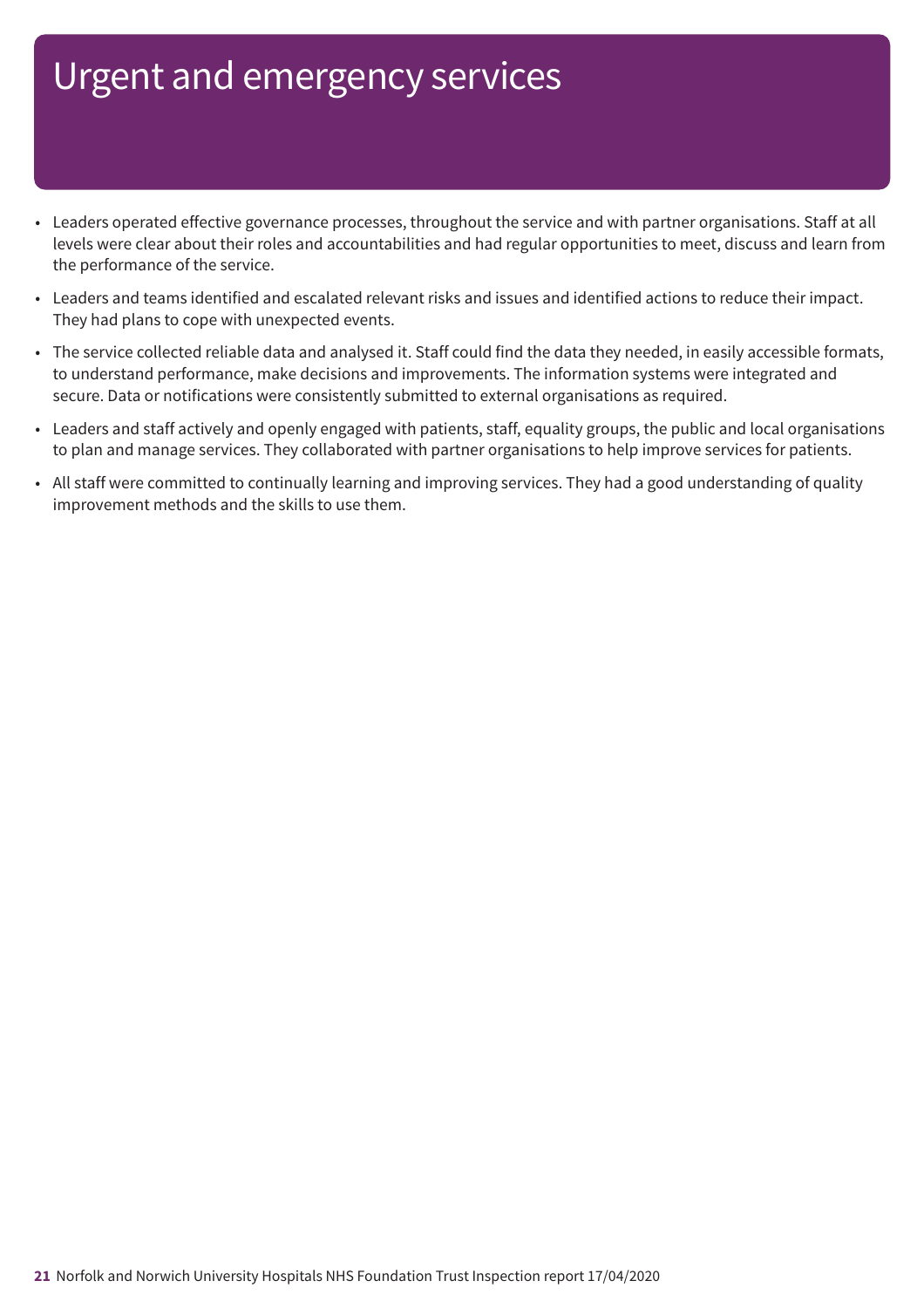# Urgent and emergency services

- Leaders operated effective governance processes, throughout the service and with partner organisations. Staff at all levels were clear about their roles and accountabilities and had regular opportunities to meet, discuss and learn from the performance of the service.
- Leaders and teams identified and escalated relevant risks and issues and identified actions to reduce their impact. They had plans to cope with unexpected events.
- The service collected reliable data and analysed it. Staff could find the data they needed, in easily accessible formats, to understand performance, make decisions and improvements. The information systems were integrated and secure. Data or notifications were consistently submitted to external organisations as required.
- Leaders and staff actively and openly engaged with patients, staff, equality groups, the public and local organisations to plan and manage services. They collaborated with partner organisations to help improve services for patients.
- All staff were committed to continually learning and improving services. They had a good understanding of quality improvement methods and the skills to use them.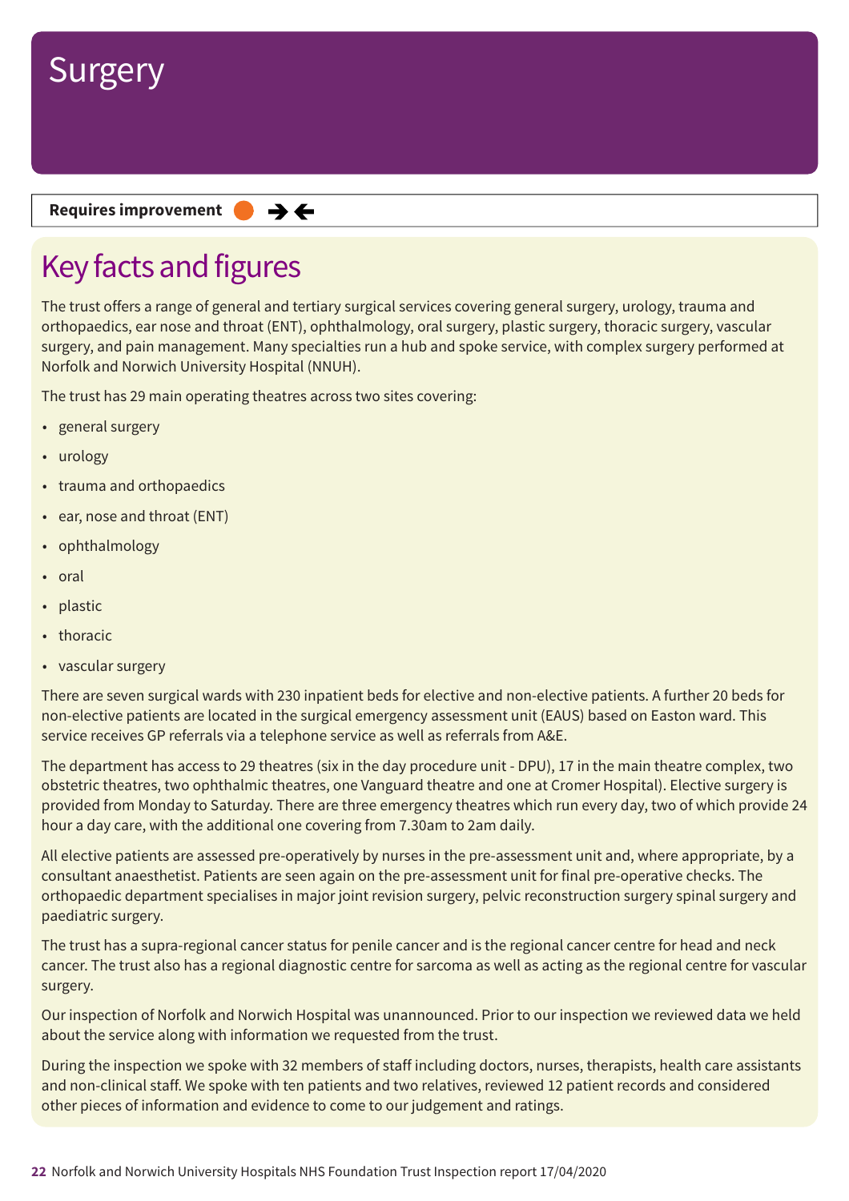# Surgery

**Requires improvement** ➔ ←

## Key facts and figures

The trust offers a range of general and tertiary surgical services covering general surgery, urology, trauma and orthopaedics, ear nose and throat (ENT), ophthalmology, oral surgery, plastic surgery, thoracic surgery, vascular surgery, and pain management. Many specialties run a hub and spoke service, with complex surgery performed at Norfolk and Norwich University Hospital (NNUH).

The trust has 29 main operating theatres across two sites covering:

- general surgery
- urology
- trauma and orthopaedics
- ear, nose and throat (ENT)
- ophthalmology
- oral
- plastic
- thoracic
- vascular surgery

There are seven surgical wards with 230 inpatient beds for elective and non-elective patients. A further 20 beds for non-elective patients are located in the surgical emergency assessment unit (EAUS) based on Easton ward. This service receives GP referrals via a telephone service as well as referrals from A&E.

The department has access to 29 theatres (six in the day procedure unit - DPU), 17 in the main theatre complex, two obstetric theatres, two ophthalmic theatres, one Vanguard theatre and one at Cromer Hospital). Elective surgery is provided from Monday to Saturday. There are three emergency theatres which run every day, two of which provide 24 hour a day care, with the additional one covering from 7.30am to 2am daily.

All elective patients are assessed pre-operatively by nurses in the pre-assessment unit and, where appropriate, by a consultant anaesthetist. Patients are seen again on the pre-assessment unit for final pre-operative checks. The orthopaedic department specialises in major joint revision surgery, pelvic reconstruction surgery spinal surgery and paediatric surgery.

The trust has a supra-regional cancer status for penile cancer and is the regional cancer centre for head and neck cancer. The trust also has a regional diagnostic centre for sarcoma as well as acting as the regional centre for vascular surgery.

Our inspection of Norfolk and Norwich Hospital was unannounced. Prior to our inspection we reviewed data we held about the service along with information we requested from the trust.

During the inspection we spoke with 32 members of staff including doctors, nurses, therapists, health care assistants and non-clinical staff. We spoke with ten patients and two relatives, reviewed 12 patient records and considered other pieces of information and evidence to come to our judgement and ratings.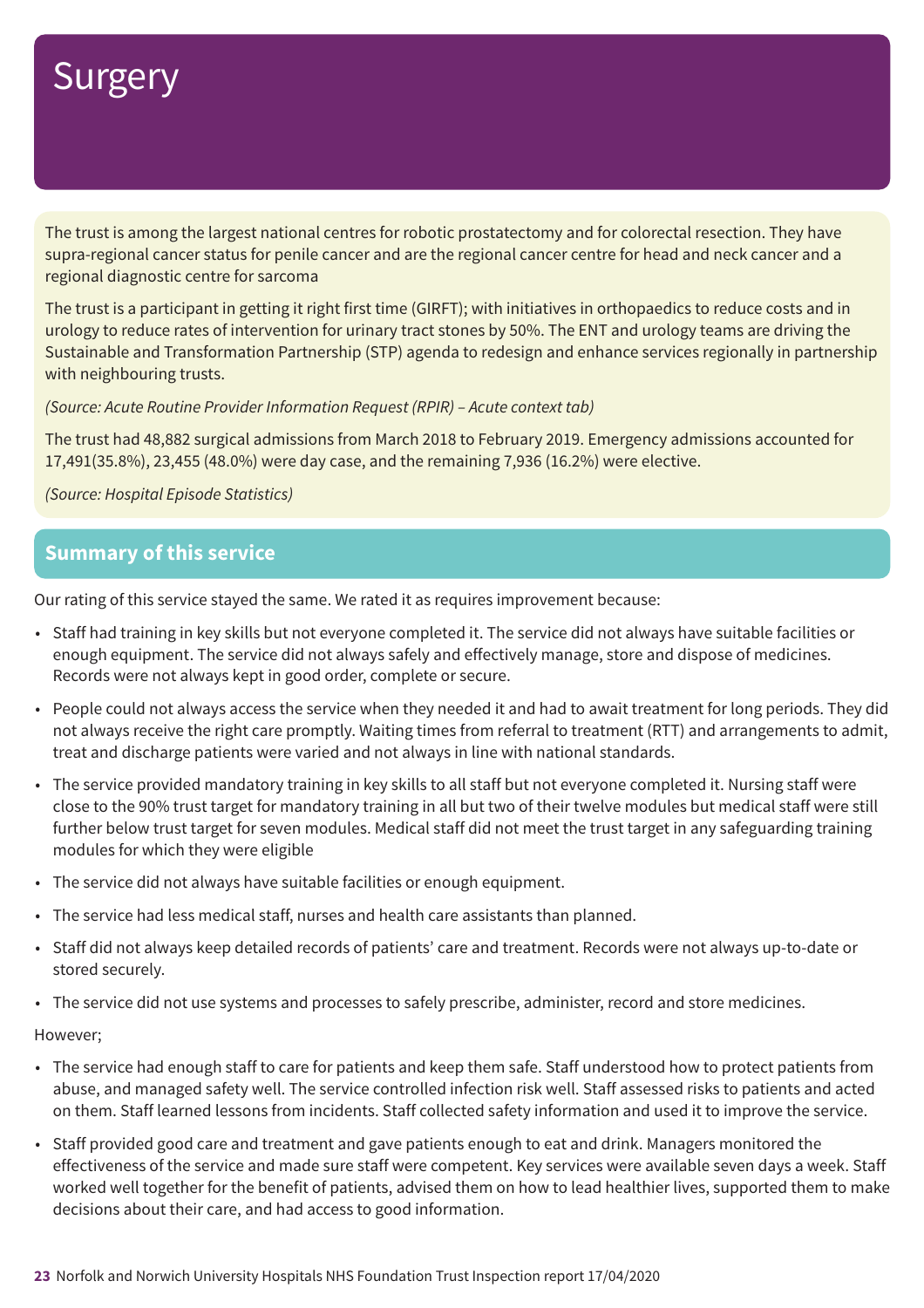# Surgery

The trust is among the largest national centres for robotic prostatectomy and for colorectal resection. They have supra-regional cancer status for penile cancer and are the regional cancer centre for head and neck cancer and a regional diagnostic centre for sarcoma

The trust is a participant in getting it right first time (GIRFT); with initiatives in orthopaedics to reduce costs and in urology to reduce rates of intervention for urinary tract stones by 50%. The ENT and urology teams are driving the Sustainable and Transformation Partnership (STP) agenda to redesign and enhance services regionally in partnership with neighbouring trusts.

*(Source: Acute Routine Provider Information Request (RPIR) – Acute context tab)*

The trust had 48,882 surgical admissions from March 2018 to February 2019. Emergency admissions accounted for 17,491(35.8%), 23,455 (48.0%) were day case, and the remaining 7,936 (16.2%) were elective.

*(Source: Hospital Episode Statistics)*

## Summary of this service

Our rating of this service stayed the same. We rated it as requires improvement because:

- Staff had training in key skills but not everyone completed it. The service did not always have suitable facilities or enough equipment. The service did not always safely and effectively manage, store and dispose of medicines. Records were not always kept in good order, complete or secure.
- People could not always access the service when they needed it and had to await treatment for long periods. They did not always receive the right care promptly. Waiting times from referral to treatment (RTT) and arrangements to admit, treat and discharge patients were varied and not always in line with national standards.
- The service provided mandatory training in key skills to all staff but not everyone completed it. Nursing staff were close to the 90% trust target for mandatory training in all but two of their twelve modules but medical staff were still further below trust target for seven modules. Medical staff did not meet the trust target in any safeguarding training modules for which they were eligible
- The service did not always have suitable facilities or enough equipment.
- The service had less medical staff, nurses and health care assistants than planned.
- Staff did not always keep detailed records of patients' care and treatment. Records were not always up-to-date or stored securely.
- The service did not use systems and processes to safely prescribe, administer, record and store medicines.

However;

- The service had enough staff to care for patients and keep them safe. Staff understood how to protect patients from abuse, and managed safety well. The service controlled infection risk well. Staff assessed risks to patients and acted on them. Staff learned lessons from incidents. Staff collected safety information and used it to improve the service.
- Staff provided good care and treatment and gave patients enough to eat and drink. Managers monitored the effectiveness of the service and made sure staff were competent. Key services were available seven days a week. Staff worked well together for the benefit of patients, advised them on how to lead healthier lives, supported them to make decisions about their care, and had access to good information.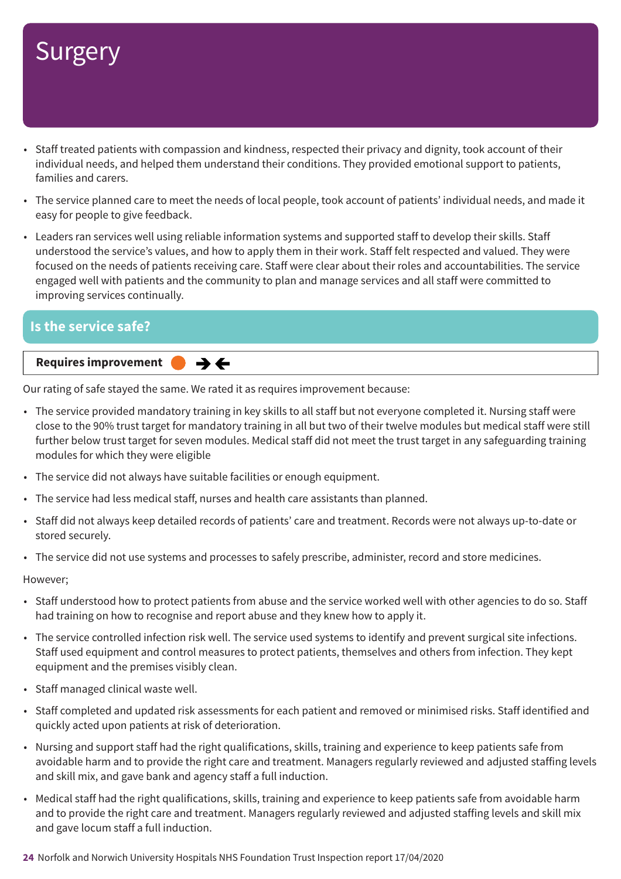# Surgery

- Staff treated patients with compassion and kindness, respected their privacy and dignity, took account of their individual needs, and helped them understand their conditions. They provided emotional support to patients, families and carers.
- The service planned care to meet the needs of local people, took account of patients' individual needs, and made it easy for people to give feedback.
- Leaders ran services well using reliable information systems and supported staff to develop their skills. Staff understood the service's values, and how to apply them in their work. Staff felt respected and valued. They were focused on the needs of patients receiving care. Staff were clear about their roles and accountabilities. The service engaged well with patients and the community to plan and manage services and all staff were committed to improving services continually.

## Is the service safe?

**Requires improvement** ➔🡐

Our rating of safe stayed the same. We rated it as requires improvement because:

- The service provided mandatory training in key skills to all staff but not everyone completed it. Nursing staff were close to the 90% trust target for mandatory training in all but two of their twelve modules but medical staff were still further below trust target for seven modules. Medical staff did not meet the trust target in any safeguarding training modules for which they were eligible
- The service did not always have suitable facilities or enough equipment.
- The service had less medical staff, nurses and health care assistants than planned.
- Staff did not always keep detailed records of patients' care and treatment. Records were not always up-to-date or stored securely.
- The service did not use systems and processes to safely prescribe, administer, record and store medicines.

However;

- Staff understood how to protect patients from abuse and the service worked well with other agencies to do so. Staff had training on how to recognise and report abuse and they knew how to apply it.
- The service controlled infection risk well. The service used systems to identify and prevent surgical site infections. Staff used equipment and control measures to protect patients, themselves and others from infection. They kept equipment and the premises visibly clean.
- Staff managed clinical waste well.
- Staff completed and updated risk assessments for each patient and removed or minimised risks. Staff identified and quickly acted upon patients at risk of deterioration.
- Nursing and support staff had the right qualifications, skills, training and experience to keep patients safe from avoidable harm and to provide the right care and treatment. Managers regularly reviewed and adjusted staffing levels and skill mix, and gave bank and agency staff a full induction.
- Medical staff had the right qualifications, skills, training and experience to keep patients safe from avoidable harm and to provide the right care and treatment. Managers regularly reviewed and adjusted staffing levels and skill mix and gave locum staff a full induction.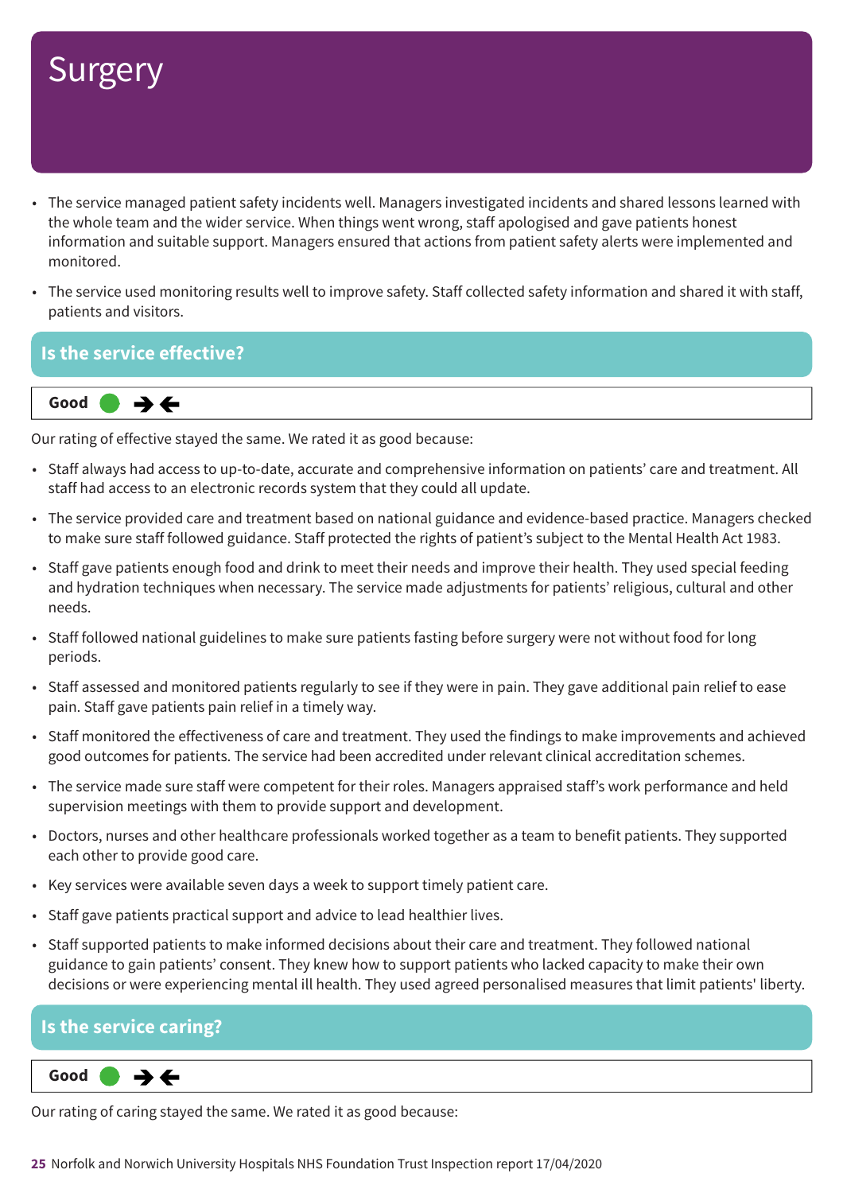# Surgery

- The service managed patient safety incidents well. Managers investigated incidents and shared lessons learned with the whole team and the wider service. When things went wrong, staff apologised and gave patients honest information and suitable support. Managers ensured that actions from patient safety alerts were implemented and monitored.
- The service used monitoring results well to improve safety. Staff collected safety information and shared it with staff, patients and visitors.

## Is the service effective?

**Good** ➔🡐

Our rating of effective stayed the same. We rated it as good because:

- Staff always had access to up-to-date, accurate and comprehensive information on patients' care and treatment. All staff had access to an electronic records system that they could all update.
- The service provided care and treatment based on national guidance and evidence-based practice. Managers checked to make sure staff followed guidance. Staff protected the rights of patient's subject to the Mental Health Act 1983.
- Staff gave patients enough food and drink to meet their needs and improve their health. They used special feeding and hydration techniques when necessary. The service made adjustments for patients' religious, cultural and other needs.
- Staff followed national guidelines to make sure patients fasting before surgery were not without food for long periods.
- Staff assessed and monitored patients regularly to see if they were in pain. They gave additional pain relief to ease pain. Staff gave patients pain relief in a timely way.
- Staff monitored the effectiveness of care and treatment. They used the findings to make improvements and achieved good outcomes for patients. The service had been accredited under relevant clinical accreditation schemes.
- The service made sure staff were competent for their roles. Managers appraised staff's work performance and held supervision meetings with them to provide support and development.
- Doctors, nurses and other healthcare professionals worked together as a team to benefit patients. They supported each other to provide good care.
- Key services were available seven days a week to support timely patient care.
- Staff gave patients practical support and advice to lead healthier lives.
- Staff supported patients to make informed decisions about their care and treatment. They followed national guidance to gain patients' consent. They knew how to support patients who lacked capacity to make their own decisions or were experiencing mental ill health. They used agreed personalised measures that limit patients' liberty.

## Is the service caring?

**Good** ➔🡐

Our rating of caring stayed the same. We rated it as good because: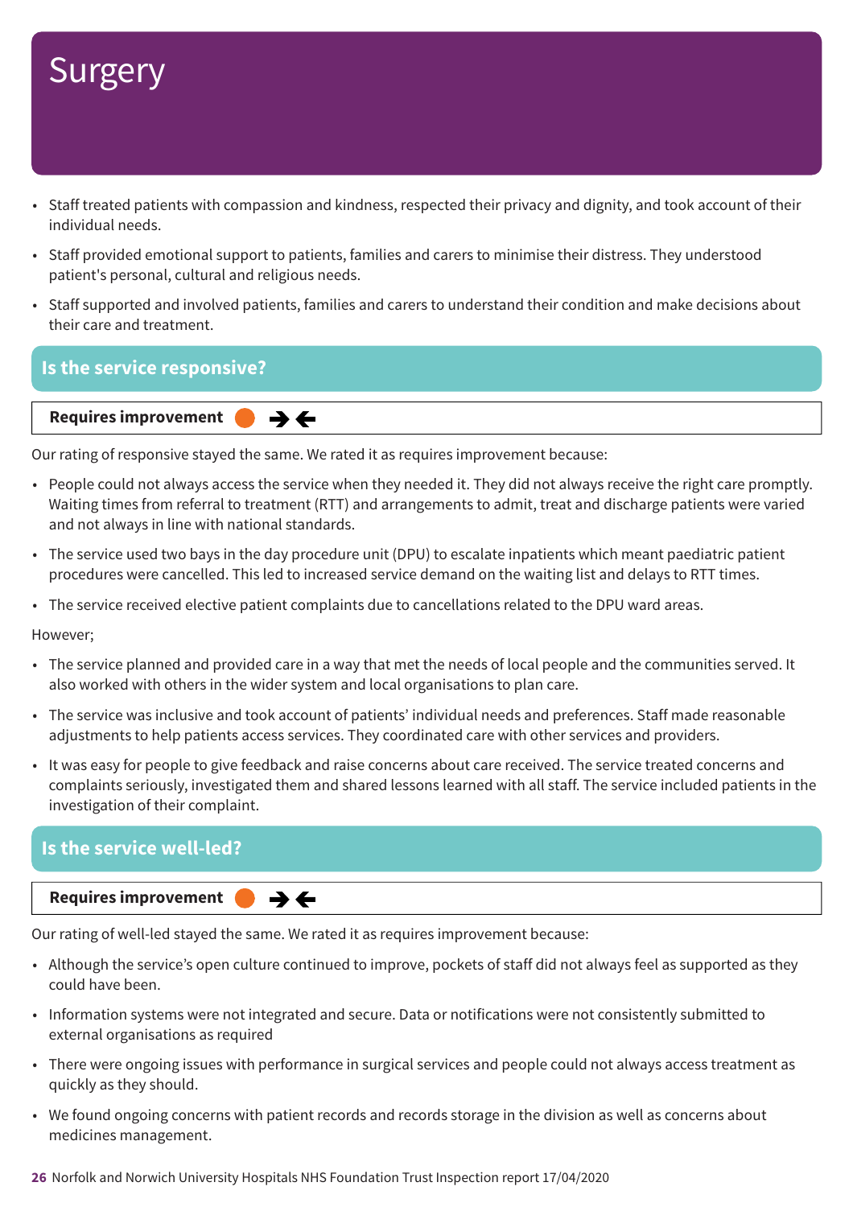# Surgery

- Staff treated patients with compassion and kindness, respected their privacy and dignity, and took account of their individual needs.
- Staff provided emotional support to patients, families and carers to minimise their distress. They understood patient's personal, cultural and religious needs.
- Staff supported and involved patients, families and carers to understand their condition and make decisions about their care and treatment.

## Is the service responsive?

**Requires improvement** ➔ ←

Our rating of responsive stayed the same. We rated it as requires improvement because:

- People could not always access the service when they needed it. They did not always receive the right care promptly. Waiting times from referral to treatment (RTT) and arrangements to admit, treat and discharge patients were varied and not always in line with national standards.
- The service used two bays in the day procedure unit (DPU) to escalate inpatients which meant paediatric patient procedures were cancelled. This led to increased service demand on the waiting list and delays to RTT times.
- The service received elective patient complaints due to cancellations related to the DPU ward areas.

However;

- The service planned and provided care in a way that met the needs of local people and the communities served. It also worked with others in the wider system and local organisations to plan care.
- The service was inclusive and took account of patients' individual needs and preferences. Staff made reasonable adjustments to help patients access services. They coordinated care with other services and providers.
- It was easy for people to give feedback and raise concerns about care received. The service treated concerns and complaints seriously, investigated them and shared lessons learned with all staff. The service included patients in the investigation of their complaint.

## Is the service well-led?

**Requires improvement** ➔ ←

Our rating of well-led stayed the same. We rated it as requires improvement because:

- Although the service's open culture continued to improve, pockets of staff did not always feel as supported as they could have been.
- Information systems were not integrated and secure. Data or notifications were not consistently submitted to external organisations as required
- There were ongoing issues with performance in surgical services and people could not always access treatment as quickly as they should.
- We found ongoing concerns with patient records and records storage in the division as well as concerns about medicines management.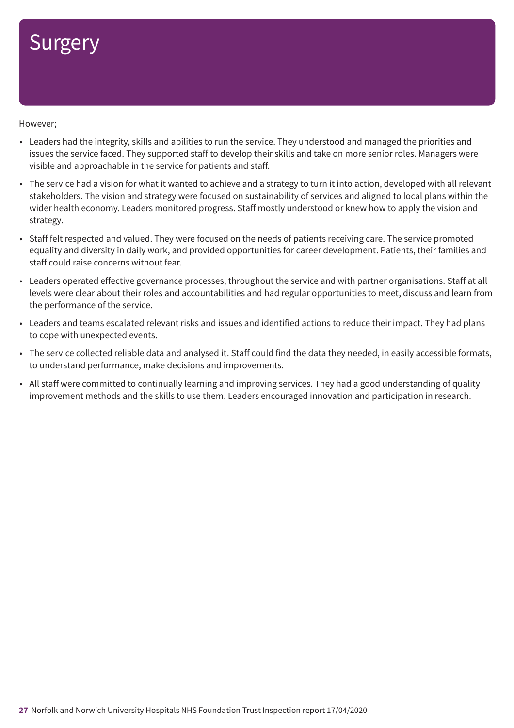# Surgery

However;

- Leaders had the integrity, skills and abilities to run the service. They understood and managed the priorities and issues the service faced. They supported staff to develop their skills and take on more senior roles. Managers were visible and approachable in the service for patients and staff.
- The service had a vision for what it wanted to achieve and a strategy to turn it into action, developed with all relevant stakeholders. The vision and strategy were focused on sustainability of services and aligned to local plans within the wider health economy. Leaders monitored progress. Staff mostly understood or knew how to apply the vision and strategy.
- Staff felt respected and valued. They were focused on the needs of patients receiving care. The service promoted equality and diversity in daily work, and provided opportunities for career development. Patients, their families and staff could raise concerns without fear.
- Leaders operated effective governance processes, throughout the service and with partner organisations. Staff at all levels were clear about their roles and accountabilities and had regular opportunities to meet, discuss and learn from the performance of the service.
- Leaders and teams escalated relevant risks and issues and identified actions to reduce their impact. They had plans to cope with unexpected events.
- The service collected reliable data and analysed it. Staff could find the data they needed, in easily accessible formats, to understand performance, make decisions and improvements.
- All staff were committed to continually learning and improving services. They had a good understanding of quality improvement methods and the skills to use them. Leaders encouraged innovation and participation in research.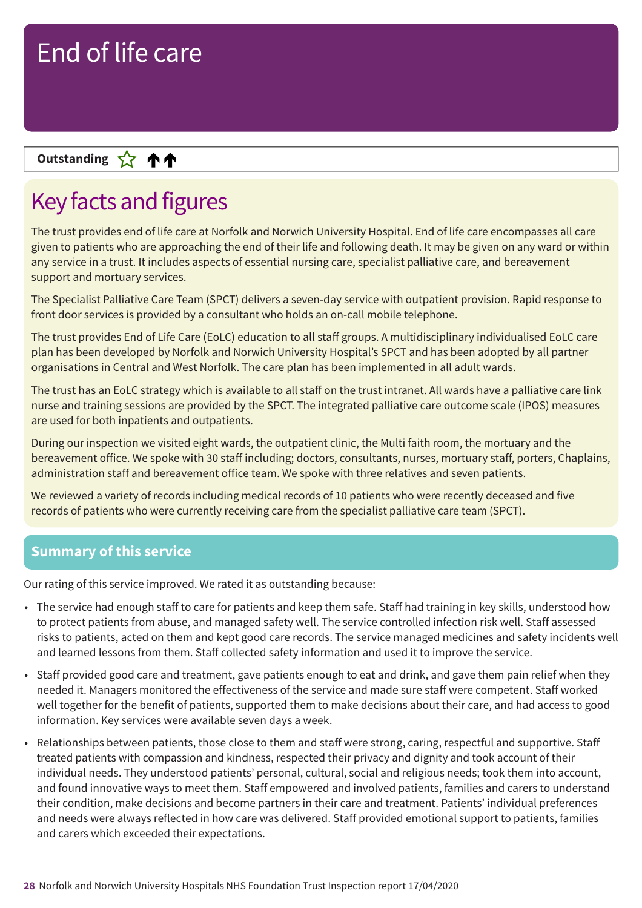# End of life care

**Outstanding** ☆ ↑↑

## Key facts and figures

The trust provides end of life care at Norfolk and Norwich University Hospital. End of life care encompasses all care given to patients who are approaching the end of their life and following death. It may be given on any ward or within any service in a trust. It includes aspects of essential nursing care, specialist palliative care, and bereavement support and mortuary services.

The Specialist Palliative Care Team (SPCT) delivers a seven-day service with outpatient provision. Rapid response to front door services is provided by a consultant who holds an on-call mobile telephone.

The trust provides End of Life Care (EoLC) education to all staff groups. A multidisciplinary individualised EoLC care plan has been developed by Norfolk and Norwich University Hospital's SPCT and has been adopted by all partner organisations in Central and West Norfolk. The care plan has been implemented in all adult wards.

The trust has an EoLC strategy which is available to all staff on the trust intranet. All wards have a palliative care link nurse and training sessions are provided by the SPCT. The integrated palliative care outcome scale (IPOS) measures are used for both inpatients and outpatients.

During our inspection we visited eight wards, the outpatient clinic, the Multi faith room, the mortuary and the bereavement office. We spoke with 30 staff including; doctors, consultants, nurses, mortuary staff, porters, Chaplains, administration staff and bereavement office team. We spoke with three relatives and seven patients.

We reviewed a variety of records including medical records of 10 patients who were recently deceased and five records of patients who were currently receiving care from the specialist palliative care team (SPCT).

### Summary of this service

Our rating of this service improved. We rated it as outstanding because:

- The service had enough staff to care for patients and keep them safe. Staff had training in key skills, understood how to protect patients from abuse, and managed safety well. The service controlled infection risk well. Staff assessed risks to patients, acted on them and kept good care records. The service managed medicines and safety incidents well and learned lessons from them. Staff collected safety information and used it to improve the service.
- Staff provided good care and treatment, gave patients enough to eat and drink, and gave them pain relief when they needed it. Managers monitored the effectiveness of the service and made sure staff were competent. Staff worked well together for the benefit of patients, supported them to make decisions about their care, and had access to good information. Key services were available seven days a week.
- Relationships between patients, those close to them and staff were strong, caring, respectful and supportive. Staff treated patients with compassion and kindness, respected their privacy and dignity and took account of their individual needs. They understood patients' personal, cultural, social and religious needs; took them into account, and found innovative ways to meet them. Staff empowered and involved patients, families and carers to understand their condition, make decisions and become partners in their care and treatment. Patients' individual preferences and needs were always reflected in how care was delivered. Staff provided emotional support to patients, families and carers which exceeded their expectations.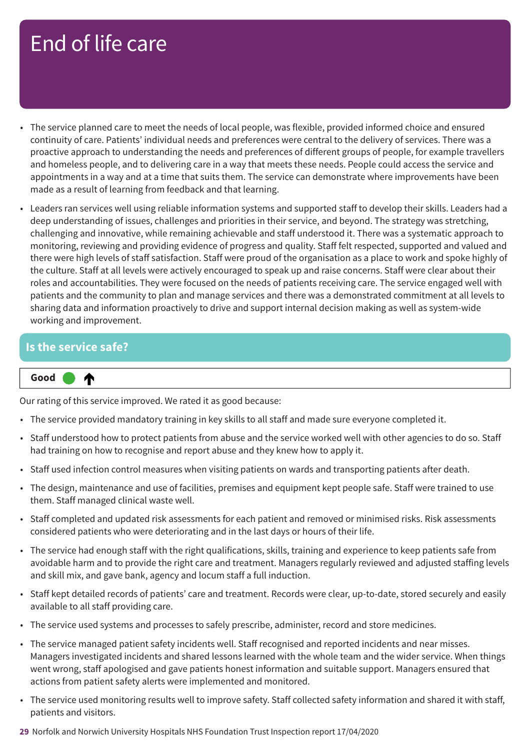# End of life care

- The service planned care to meet the needs of local people, was flexible, provided informed choice and ensured continuity of care. Patients' individual needs and preferences were central to the delivery of services. There was a proactive approach to understanding the needs and preferences of different groups of people, for example travellers and homeless people, and to delivering care in a way that meets these needs. People could access the service and appointments in a way and at a time that suits them. The service can demonstrate where improvements have been made as a result of learning from feedback and that learning.
- Leaders ran services well using reliable information systems and supported staff to develop their skills. Leaders had a deep understanding of issues, challenges and priorities in their service, and beyond. The strategy was stretching, challenging and innovative, while remaining achievable and staff understood it. There was a systematic approach to monitoring, reviewing and providing evidence of progress and quality. Staff felt respected, supported and valued and there were high levels of staff satisfaction. Staff were proud of the organisation as a place to work and spoke highly of the culture. Staff at all levels were actively encouraged to speak up and raise concerns. Staff were clear about their roles and accountabilities. They were focused on the needs of patients receiving care. The service engaged well with patients and the community to plan and manage services and there was a demonstrated commitment at all levels to sharing data and information proactively to drive and support internal decision making as well as system-wide working and improvement.

## Is the service safe?

**Good** ⬆

Our rating of this service improved. We rated it as good because:

- The service provided mandatory training in key skills to all staff and made sure everyone completed it.
- Staff understood how to protect patients from abuse and the service worked well with other agencies to do so. Staff had training on how to recognise and report abuse and they knew how to apply it.
- Staff used infection control measures when visiting patients on wards and transporting patients after death.
- The design, maintenance and use of facilities, premises and equipment kept people safe. Staff were trained to use them. Staff managed clinical waste well.
- Staff completed and updated risk assessments for each patient and removed or minimised risks. Risk assessments considered patients who were deteriorating and in the last days or hours of their life.
- The service had enough staff with the right qualifications, skills, training and experience to keep patients safe from avoidable harm and to provide the right care and treatment. Managers regularly reviewed and adjusted staffing levels and skill mix, and gave bank, agency and locum staff a full induction.
- Staff kept detailed records of patients' care and treatment. Records were clear, up-to-date, stored securely and easily available to all staff providing care.
- The service used systems and processes to safely prescribe, administer, record and store medicines.
- The service managed patient safety incidents well. Staff recognised and reported incidents and near misses. Managers investigated incidents and shared lessons learned with the whole team and the wider service. When things went wrong, staff apologised and gave patients honest information and suitable support. Managers ensured that actions from patient safety alerts were implemented and monitored.
- The service used monitoring results well to improve safety. Staff collected safety information and shared it with staff, patients and visitors.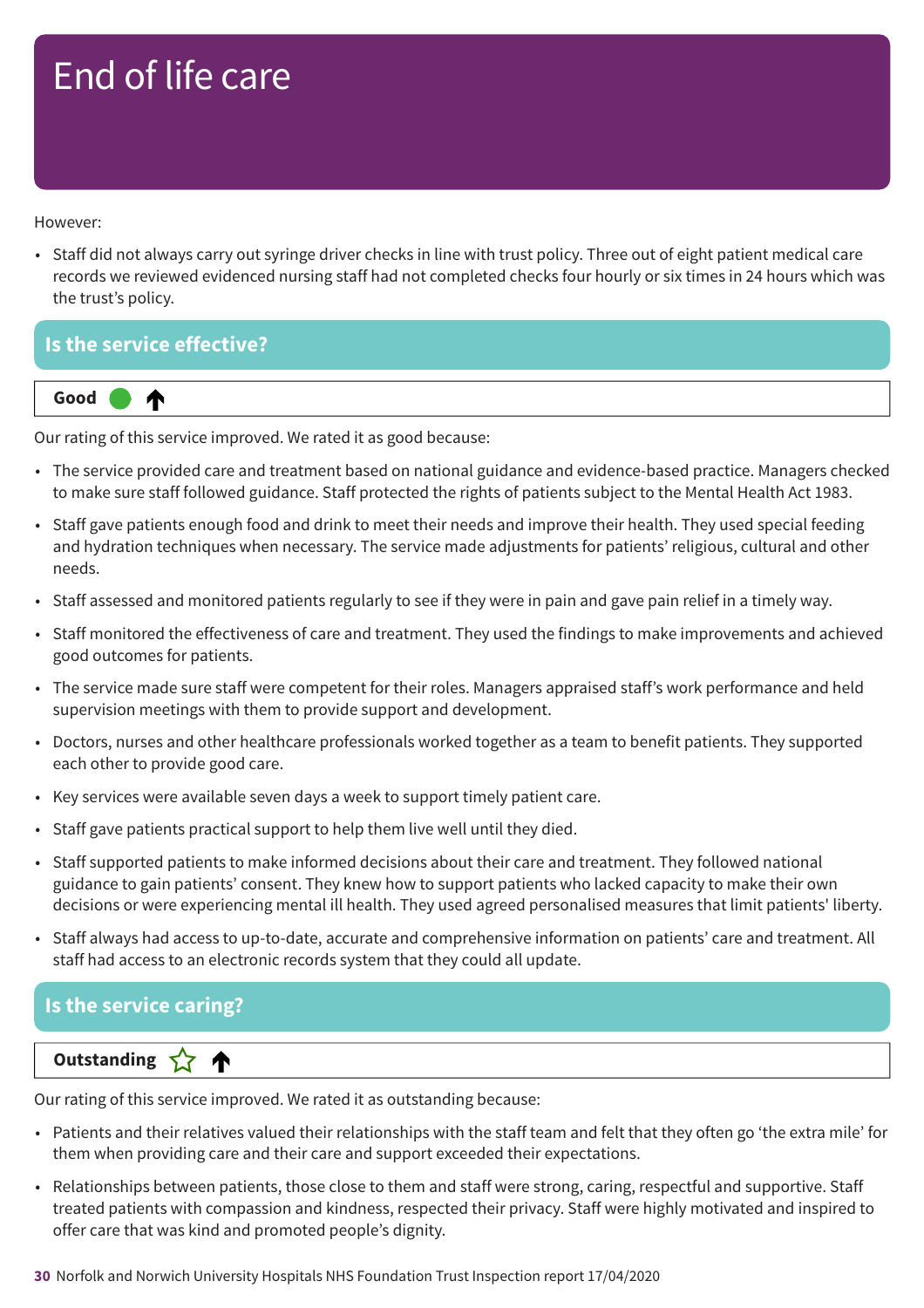# End of life care

However:

- Staff did not always carry out syringe driver checks in line with trust policy. Three out of eight patient medical care records we reviewed evidenced nursing staff had not completed checks four hourly or six times in 24 hours which was the trust's policy.

## Is the service effective?

**Good** ⬤ ↑

Our rating of this service improved. We rated it as good because:

- The service provided care and treatment based on national guidance and evidence-based practice. Managers checked to make sure staff followed guidance. Staff protected the rights of patients subject to the Mental Health Act 1983.
- Staff gave patients enough food and drink to meet their needs and improve their health. They used special feeding and hydration techniques when necessary. The service made adjustments for patients' religious, cultural and other needs.
- Staff assessed and monitored patients regularly to see if they were in pain and gave pain relief in a timely way.
- Staff monitored the effectiveness of care and treatment. They used the findings to make improvements and achieved good outcomes for patients.
- The service made sure staff were competent for their roles. Managers appraised staff's work performance and held supervision meetings with them to provide support and development.
- Doctors, nurses and other healthcare professionals worked together as a team to benefit patients. They supported each other to provide good care.
- Key services were available seven days a week to support timely patient care.
- Staff gave patients practical support to help them live well until they died.
- Staff supported patients to make informed decisions about their care and treatment. They followed national guidance to gain patients' consent. They knew how to support patients who lacked capacity to make their own decisions or were experiencing mental ill health. They used agreed personalised measures that limit patients' liberty.
- Staff always had access to up-to-date, accurate and comprehensive information on patients' care and treatment. All staff had access to an electronic records system that they could all update.

## Is the service caring?

**Outstanding** ☆ ↑

Our rating of this service improved. We rated it as outstanding because:

- Patients and their relatives valued their relationships with the staff team and felt that they often go 'the extra mile' for them when providing care and their care and support exceeded their expectations.
- Relationships between patients, those close to them and staff were strong, caring, respectful and supportive. Staff treated patients with compassion and kindness, respected their privacy. Staff were highly motivated and inspired to offer care that was kind and promoted people's dignity.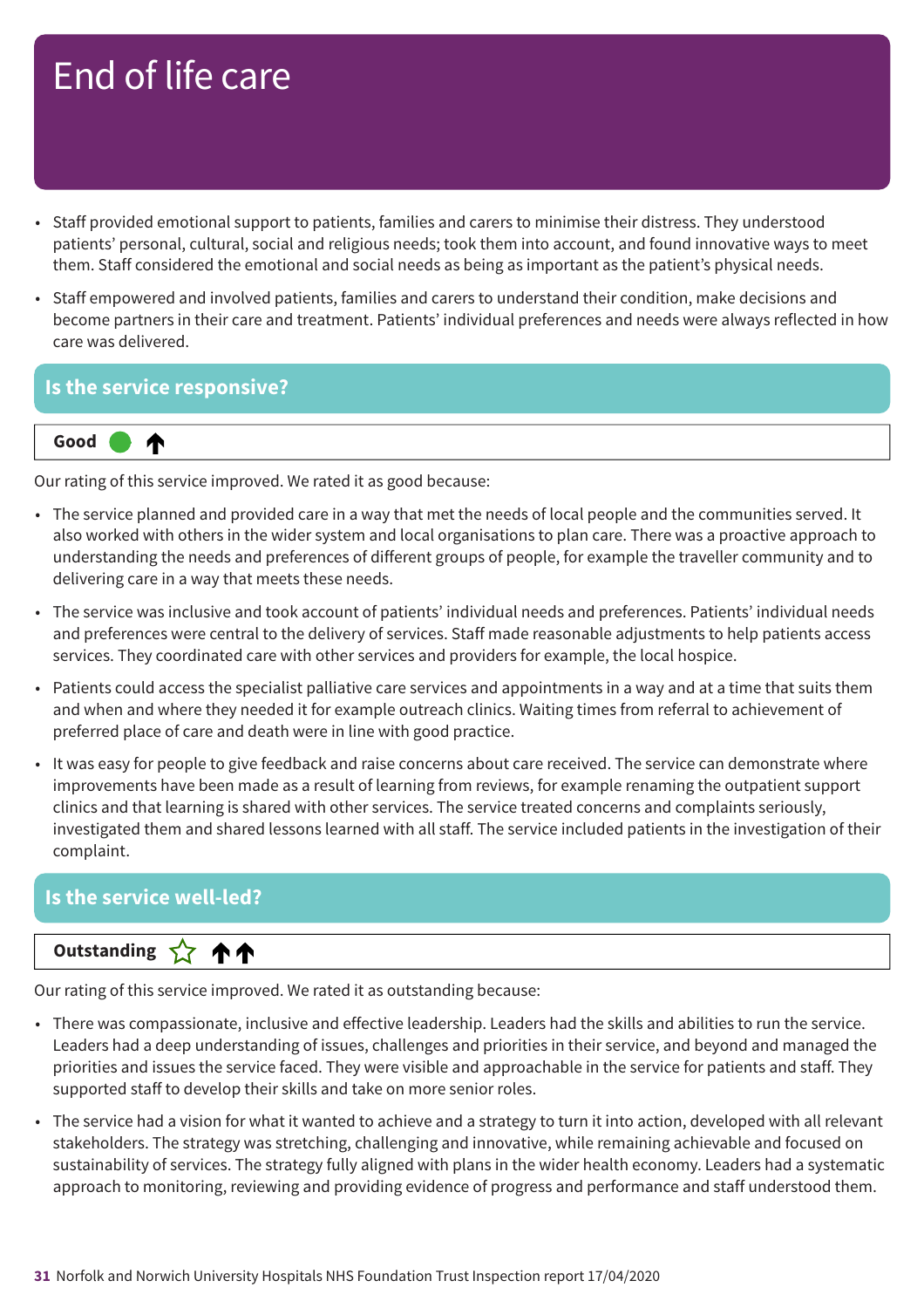# End of life care

- Staff provided emotional support to patients, families and carers to minimise their distress. They understood patients' personal, cultural, social and religious needs; took them into account, and found innovative ways to meet them. Staff considered the emotional and social needs as being as important as the patient's physical needs.
- Staff empowered and involved patients, families and carers to understand their condition, make decisions and become partners in their care and treatment. Patients' individual preferences and needs were always reflected in how care was delivered.

## Is the service responsive?

**Good** ● ↑

Our rating of this service improved. We rated it as good because:

- The service planned and provided care in a way that met the needs of local people and the communities served. It also worked with others in the wider system and local organisations to plan care. There was a proactive approach to understanding the needs and preferences of different groups of people, for example the traveller community and to delivering care in a way that meets these needs.
- The service was inclusive and took account of patients' individual needs and preferences. Patients' individual needs and preferences were central to the delivery of services. Staff made reasonable adjustments to help patients access services. They coordinated care with other services and providers for example, the local hospice.
- Patients could access the specialist palliative care services and appointments in a way and at a time that suits them and when and where they needed it for example outreach clinics. Waiting times from referral to achievement of preferred place of care and death were in line with good practice.
- It was easy for people to give feedback and raise concerns about care received. The service can demonstrate where improvements have been made as a result of learning from reviews, for example renaming the outpatient support clinics and that learning is shared with other services. The service treated concerns and complaints seriously, investigated them and shared lessons learned with all staff. The service included patients in the investigation of their complaint.

## Is the service well-led?

**Outstanding** ☆ ↑↑

Our rating of this service improved. We rated it as outstanding because:

- There was compassionate, inclusive and effective leadership. Leaders had the skills and abilities to run the service. Leaders had a deep understanding of issues, challenges and priorities in their service, and beyond and managed the priorities and issues the service faced. They were visible and approachable in the service for patients and staff. They supported staff to develop their skills and take on more senior roles.
- The service had a vision for what it wanted to achieve and a strategy to turn it into action, developed with all relevant stakeholders. The strategy was stretching, challenging and innovative, while remaining achievable and focused on sustainability of services. The strategy fully aligned with plans in the wider health economy. Leaders had a systematic approach to monitoring, reviewing and providing evidence of progress and performance and staff understood them.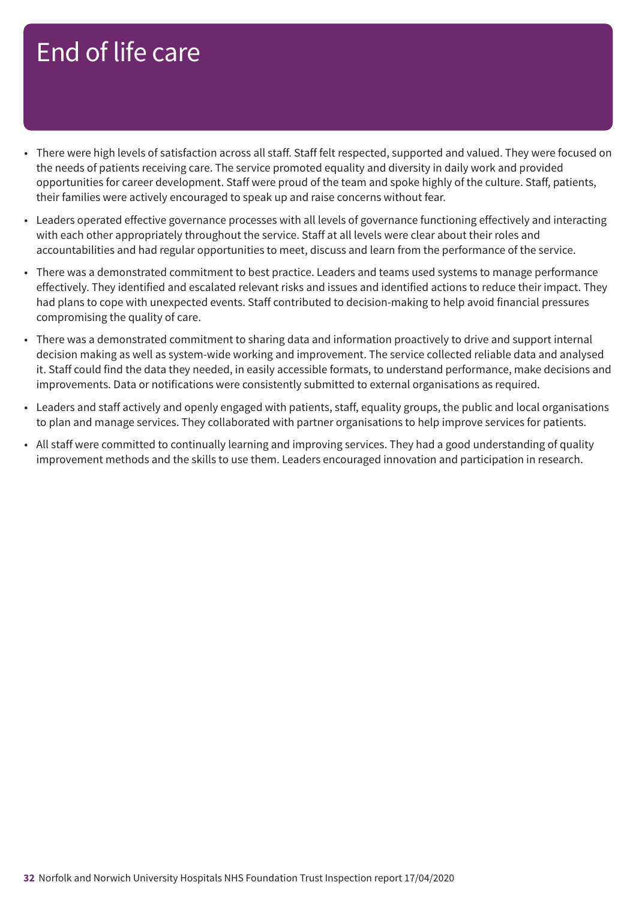# End of life care

- There were high levels of satisfaction across all staff. Staff felt respected, supported and valued. They were focused on the needs of patients receiving care. The service promoted equality and diversity in daily work and provided opportunities for career development. Staff were proud of the team and spoke highly of the culture. Staff, patients, their families were actively encouraged to speak up and raise concerns without fear.
- Leaders operated effective governance processes with all levels of governance functioning effectively and interacting with each other appropriately throughout the service. Staff at all levels were clear about their roles and accountabilities and had regular opportunities to meet, discuss and learn from the performance of the service.
- There was a demonstrated commitment to best practice. Leaders and teams used systems to manage performance effectively. They identified and escalated relevant risks and issues and identified actions to reduce their impact. They had plans to cope with unexpected events. Staff contributed to decision-making to help avoid financial pressures compromising the quality of care.
- There was a demonstrated commitment to sharing data and information proactively to drive and support internal decision making as well as system-wide working and improvement. The service collected reliable data and analysed it. Staff could find the data they needed, in easily accessible formats, to understand performance, make decisions and improvements. Data or notifications were consistently submitted to external organisations as required.
- Leaders and staff actively and openly engaged with patients, staff, equality groups, the public and local organisations to plan and manage services. They collaborated with partner organisations to help improve services for patients.
- All staff were committed to continually learning and improving services. They had a good understanding of quality improvement methods and the skills to use them. Leaders encouraged innovation and participation in research.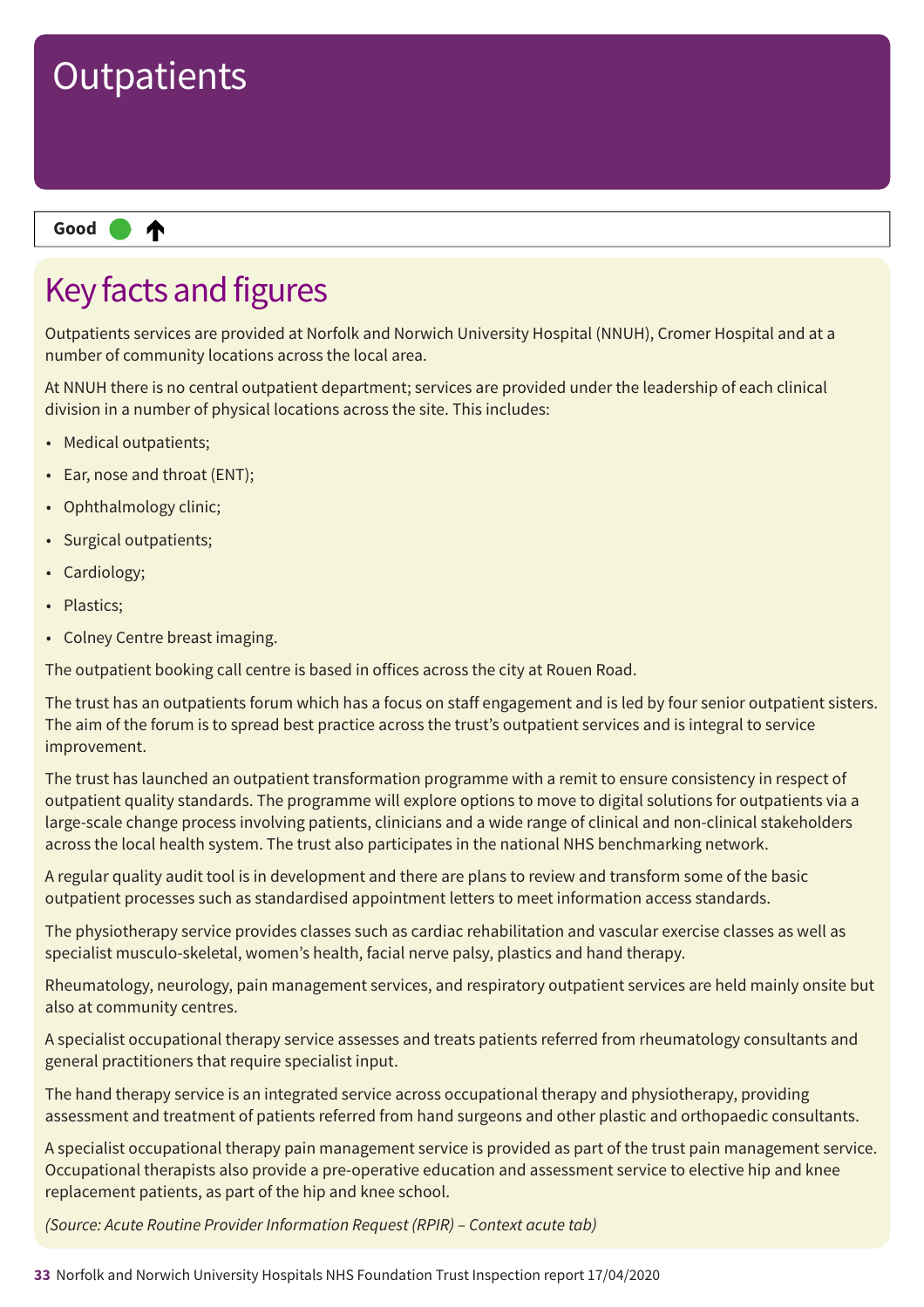# Outpatients

**Good** ↑

## Key facts and figures

Outpatients services are provided at Norfolk and Norwich University Hospital (NNUH), Cromer Hospital and at a number of community locations across the local area.

At NNUH there is no central outpatient department; services are provided under the leadership of each clinical division in a number of physical locations across the site. This includes:

- Medical outpatients;
- Ear, nose and throat (ENT);
- Ophthalmology clinic;
- Surgical outpatients;
- Cardiology;
- Plastics;
- Colney Centre breast imaging.

The outpatient booking call centre is based in offices across the city at Rouen Road.

The trust has an outpatients forum which has a focus on staff engagement and is led by four senior outpatient sisters. The aim of the forum is to spread best practice across the trust's outpatient services and is integral to service improvement.

The trust has launched an outpatient transformation programme with a remit to ensure consistency in respect of outpatient quality standards. The programme will explore options to move to digital solutions for outpatients via a large-scale change process involving patients, clinicians and a wide range of clinical and non-clinical stakeholders across the local health system. The trust also participates in the national NHS benchmarking network.

A regular quality audit tool is in development and there are plans to review and transform some of the basic outpatient processes such as standardised appointment letters to meet information access standards.

The physiotherapy service provides classes such as cardiac rehabilitation and vascular exercise classes as well as specialist musculo-skeletal, women's health, facial nerve palsy, plastics and hand therapy.

Rheumatology, neurology, pain management services, and respiratory outpatient services are held mainly onsite but also at community centres.

A specialist occupational therapy service assesses and treats patients referred from rheumatology consultants and general practitioners that require specialist input.

The hand therapy service is an integrated service across occupational therapy and physiotherapy, providing assessment and treatment of patients referred from hand surgeons and other plastic and orthopaedic consultants.

A specialist occupational therapy pain management service is provided as part of the trust pain management service. Occupational therapists also provide a pre-operative education and assessment service to elective hip and knee replacement patients, as part of the hip and knee school.

*(Source: Acute Routine Provider Information Request (RPIR) – Context acute tab)*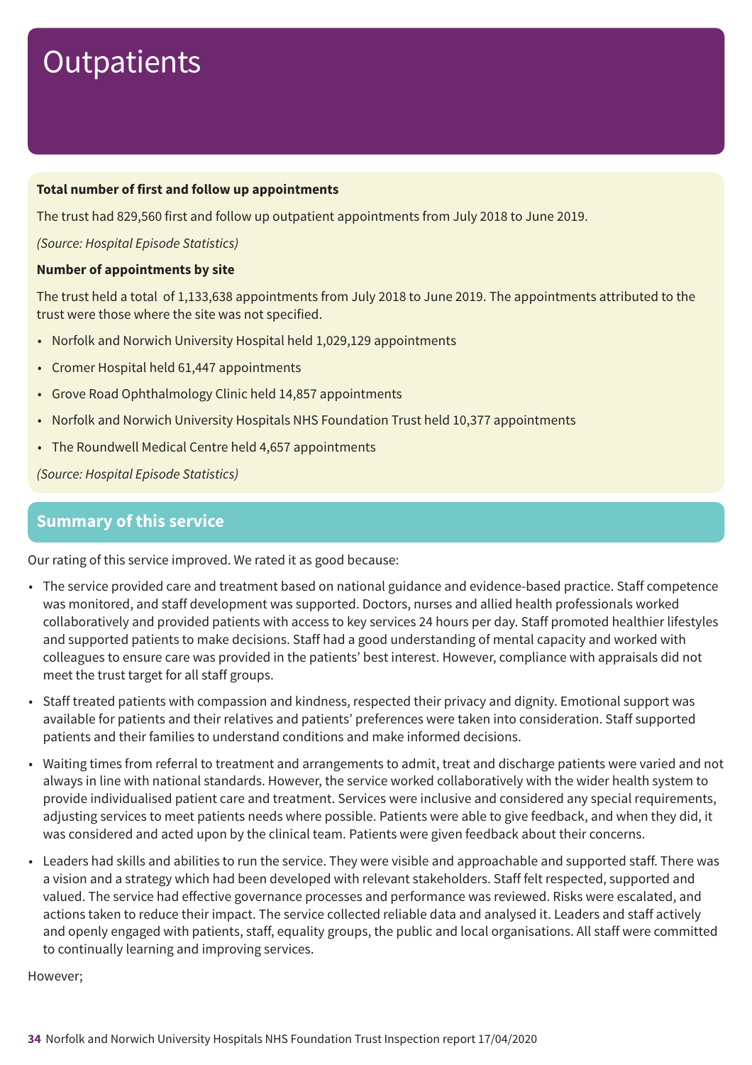# Outpatients

**Total number of first and follow up appointments**

The trust had 829,560 first and follow up outpatient appointments from July 2018 to June 2019.

*(Source: Hospital Episode Statistics)*

**Number of appointments by site**

The trust held a total of 1,133,638 appointments from July 2018 to June 2019. The appointments attributed to the trust were those where the site was not specified.

- Norfolk and Norwich University Hospital held 1,029,129 appointments
- Cromer Hospital held 61,447 appointments
- Grove Road Ophthalmology Clinic held 14,857 appointments
- Norfolk and Norwich University Hospitals NHS Foundation Trust held 10,377 appointments
- The Roundwell Medical Centre held 4,657 appointments

*(Source: Hospital Episode Statistics)*

## Summary of this service

Our rating of this service improved. We rated it as good because:

- The service provided care and treatment based on national guidance and evidence-based practice. Staff competence was monitored, and staff development was supported. Doctors, nurses and allied health professionals worked collaboratively and provided patients with access to key services 24 hours per day. Staff promoted healthier lifestyles and supported patients to make decisions. Staff had a good understanding of mental capacity and worked with colleagues to ensure care was provided in the patients' best interest. However, compliance with appraisals did not meet the trust target for all staff groups.
- Staff treated patients with compassion and kindness, respected their privacy and dignity. Emotional support was available for patients and their relatives and patients' preferences were taken into consideration. Staff supported patients and their families to understand conditions and make informed decisions.
- Waiting times from referral to treatment and arrangements to admit, treat and discharge patients were varied and not always in line with national standards. However, the service worked collaboratively with the wider health system to provide individualised patient care and treatment. Services were inclusive and considered any special requirements, adjusting services to meet patients needs where possible. Patients were able to give feedback, and when they did, it was considered and acted upon by the clinical team. Patients were given feedback about their concerns.
- Leaders had skills and abilities to run the service. They were visible and approachable and supported staff. There was a vision and a strategy which had been developed with relevant stakeholders. Staff felt respected, supported and valued. The service had effective governance processes and performance was reviewed. Risks were escalated, and actions taken to reduce their impact. The service collected reliable data and analysed it. Leaders and staff actively and openly engaged with patients, staff, equality groups, the public and local organisations. All staff were committed to continually learning and improving services.

However;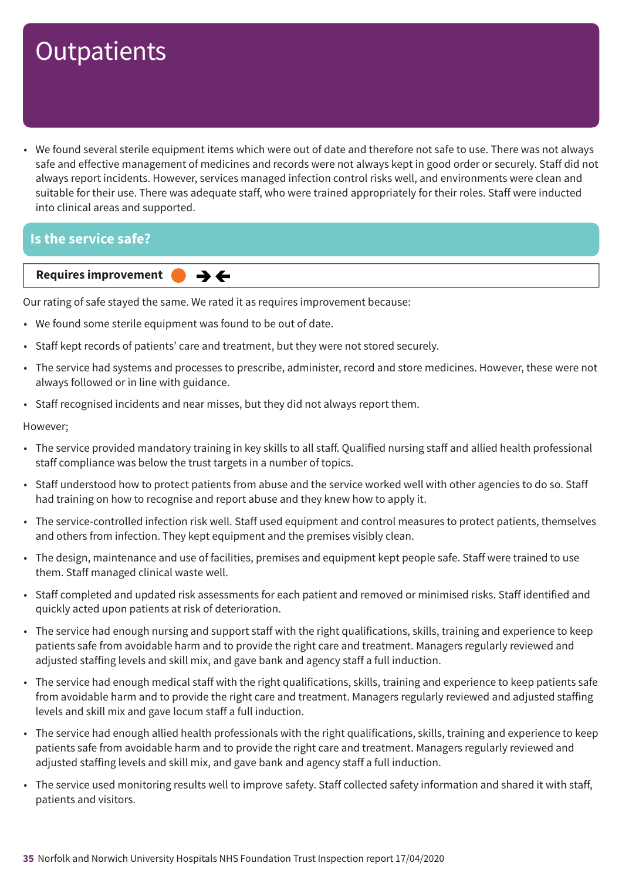# Outpatients

- We found several sterile equipment items which were out of date and therefore not safe to use. There was not always safe and effective management of medicines and records were not always kept in good order or securely. Staff did not always report incidents. However, services managed infection control risks well, and environments were clean and suitable for their use. There was adequate staff, who were trained appropriately for their roles. Staff were inducted into clinical areas and supported.

## Is the service safe?

**Requires improvement** ➔⬅

Our rating of safe stayed the same. We rated it as requires improvement because:

- We found some sterile equipment was found to be out of date.
- Staff kept records of patients' care and treatment, but they were not stored securely.
- The service had systems and processes to prescribe, administer, record and store medicines. However, these were not always followed or in line with guidance.
- Staff recognised incidents and near misses, but they did not always report them.

However;

- The service provided mandatory training in key skills to all staff. Qualified nursing staff and allied health professional staff compliance was below the trust targets in a number of topics.
- Staff understood how to protect patients from abuse and the service worked well with other agencies to do so. Staff had training on how to recognise and report abuse and they knew how to apply it.
- The service-controlled infection risk well. Staff used equipment and control measures to protect patients, themselves and others from infection. They kept equipment and the premises visibly clean.
- The design, maintenance and use of facilities, premises and equipment kept people safe. Staff were trained to use them. Staff managed clinical waste well.
- Staff completed and updated risk assessments for each patient and removed or minimised risks. Staff identified and quickly acted upon patients at risk of deterioration.
- The service had enough nursing and support staff with the right qualifications, skills, training and experience to keep patients safe from avoidable harm and to provide the right care and treatment. Managers regularly reviewed and adjusted staffing levels and skill mix, and gave bank and agency staff a full induction.
- The service had enough medical staff with the right qualifications, skills, training and experience to keep patients safe from avoidable harm and to provide the right care and treatment. Managers regularly reviewed and adjusted staffing levels and skill mix and gave locum staff a full induction.
- The service had enough allied health professionals with the right qualifications, skills, training and experience to keep patients safe from avoidable harm and to provide the right care and treatment. Managers regularly reviewed and adjusted staffing levels and skill mix, and gave bank and agency staff a full induction.
- The service used monitoring results well to improve safety. Staff collected safety information and shared it with staff, patients and visitors.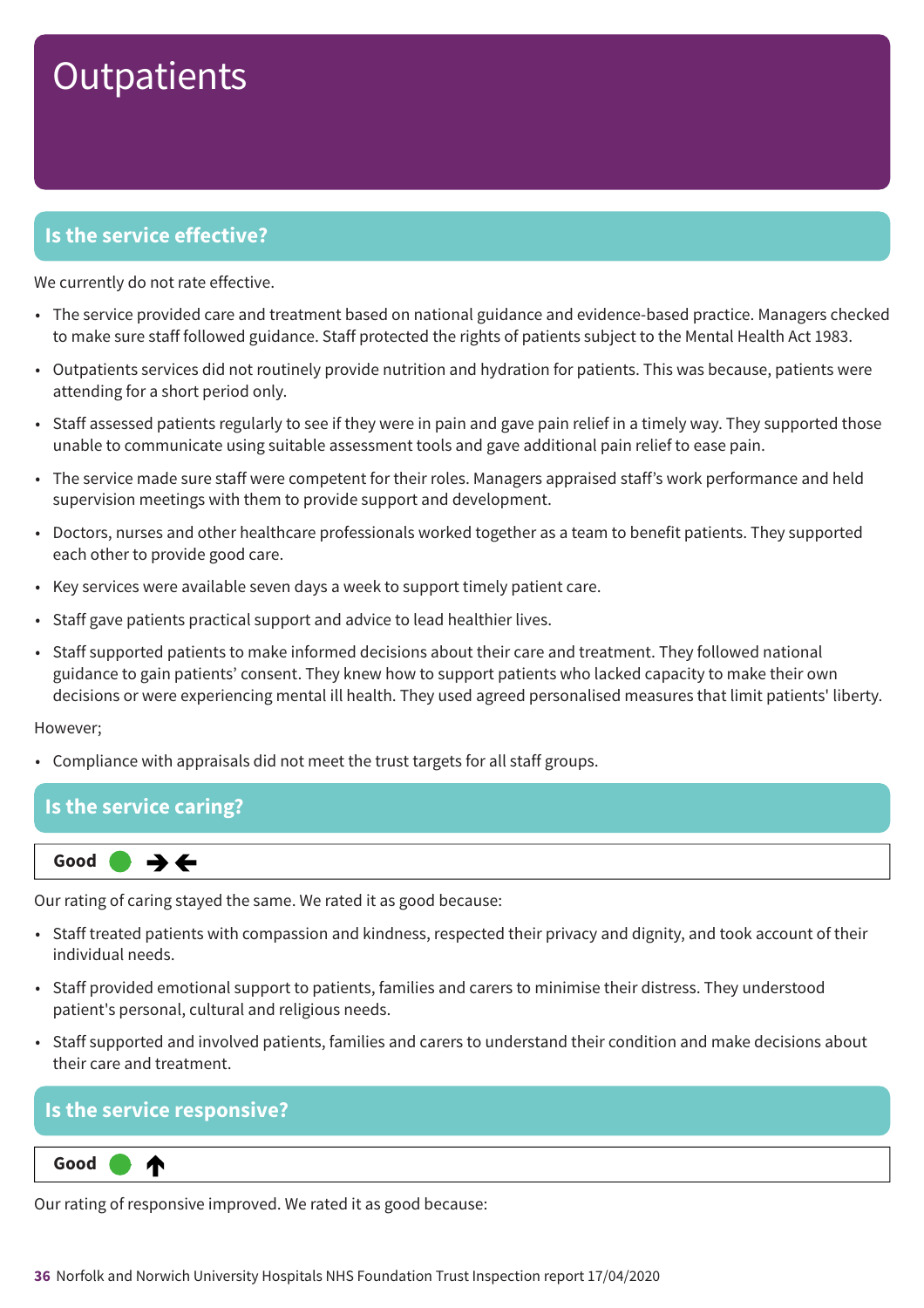# Outpatients

## Is the service effective?

We currently do not rate effective.

- The service provided care and treatment based on national guidance and evidence-based practice. Managers checked to make sure staff followed guidance. Staff protected the rights of patients subject to the Mental Health Act 1983.
- Outpatients services did not routinely provide nutrition and hydration for patients. This was because, patients were attending for a short period only.
- Staff assessed patients regularly to see if they were in pain and gave pain relief in a timely way. They supported those unable to communicate using suitable assessment tools and gave additional pain relief to ease pain.
- The service made sure staff were competent for their roles. Managers appraised staff's work performance and held supervision meetings with them to provide support and development.
- Doctors, nurses and other healthcare professionals worked together as a team to benefit patients. They supported each other to provide good care.
- Key services were available seven days a week to support timely patient care.
- Staff gave patients practical support and advice to lead healthier lives.
- Staff supported patients to make informed decisions about their care and treatment. They followed national guidance to gain patients' consent. They knew how to support patients who lacked capacity to make their own decisions or were experiencing mental ill health. They used agreed personalised measures that limit patients' liberty.

However;

- Compliance with appraisals did not meet the trust targets for all staff groups.

## Is the service caring?

**Good** ● →←

Our rating of caring stayed the same. We rated it as good because:

- Staff treated patients with compassion and kindness, respected their privacy and dignity, and took account of their individual needs.
- Staff provided emotional support to patients, families and carers to minimise their distress. They understood patient's personal, cultural and religious needs.
- Staff supported and involved patients, families and carers to understand their condition and make decisions about their care and treatment.

## Is the service responsive?

**Good** ● ↑

Our rating of responsive improved. We rated it as good because: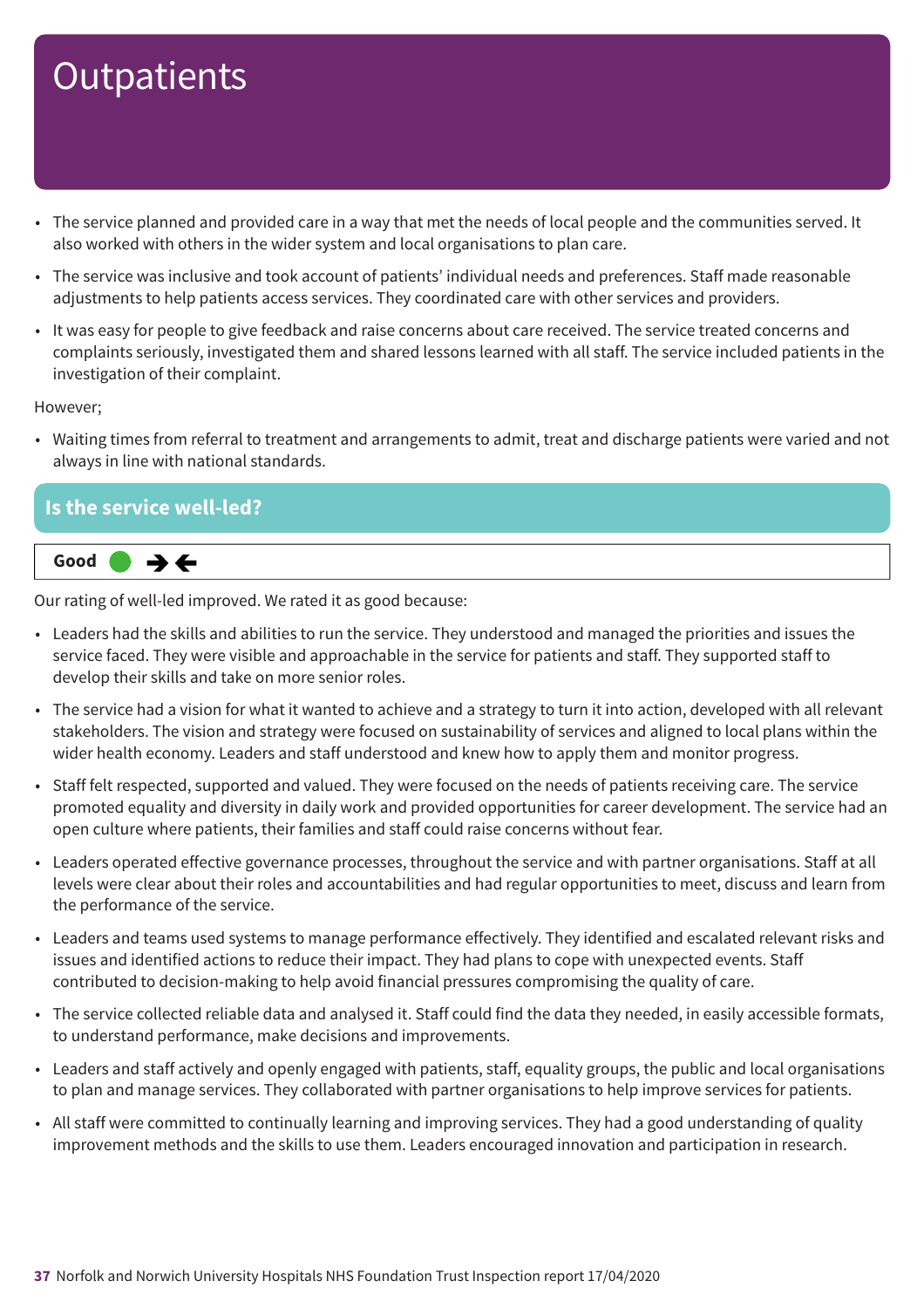# Outpatients

- The service planned and provided care in a way that met the needs of local people and the communities served. It also worked with others in the wider system and local organisations to plan care.
- The service was inclusive and took account of patients' individual needs and preferences. Staff made reasonable adjustments to help patients access services. They coordinated care with other services and providers.
- It was easy for people to give feedback and raise concerns about care received. The service treated concerns and complaints seriously, investigated them and shared lessons learned with all staff. The service included patients in the investigation of their complaint.

However;

- Waiting times from referral to treatment and arrangements to admit, treat and discharge patients were varied and not always in line with national standards.

## Is the service well-led?

**Good** ➔ ←

Our rating of well-led improved. We rated it as good because:

- Leaders had the skills and abilities to run the service. They understood and managed the priorities and issues the service faced. They were visible and approachable in the service for patients and staff. They supported staff to develop their skills and take on more senior roles.
- The service had a vision for what it wanted to achieve and a strategy to turn it into action, developed with all relevant stakeholders. The vision and strategy were focused on sustainability of services and aligned to local plans within the wider health economy. Leaders and staff understood and knew how to apply them and monitor progress.
- Staff felt respected, supported and valued. They were focused on the needs of patients receiving care. The service promoted equality and diversity in daily work and provided opportunities for career development. The service had an open culture where patients, their families and staff could raise concerns without fear.
- Leaders operated effective governance processes, throughout the service and with partner organisations. Staff at all levels were clear about their roles and accountabilities and had regular opportunities to meet, discuss and learn from the performance of the service.
- Leaders and teams used systems to manage performance effectively. They identified and escalated relevant risks and issues and identified actions to reduce their impact. They had plans to cope with unexpected events. Staff contributed to decision-making to help avoid financial pressures compromising the quality of care.
- The service collected reliable data and analysed it. Staff could find the data they needed, in easily accessible formats, to understand performance, make decisions and improvements.
- Leaders and staff actively and openly engaged with patients, staff, equality groups, the public and local organisations to plan and manage services. They collaborated with partner organisations to help improve services for patients.
- All staff were committed to continually learning and improving services. They had a good understanding of quality improvement methods and the skills to use them. Leaders encouraged innovation and participation in research.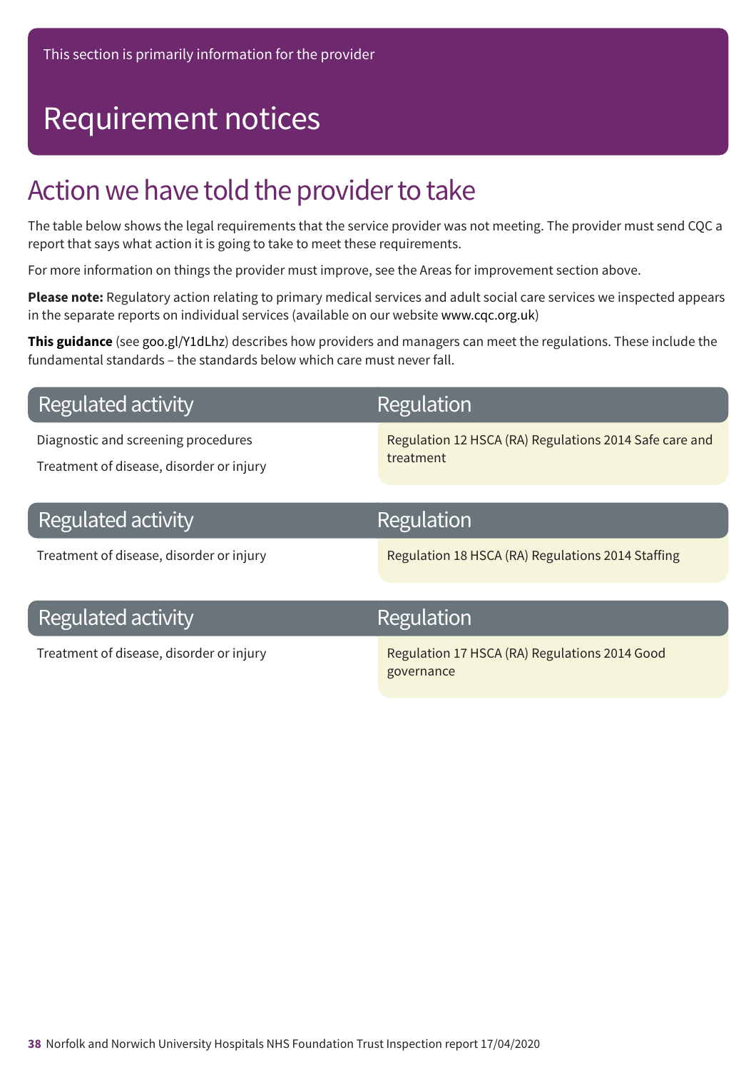This section is primarily information for the provider

# Requirement notices

## Action we have told the provider to take

The table below shows the legal requirements that the service provider was not meeting. The provider must send CQC a report that says what action it is going to take to meet these requirements.

For more information on things the provider must improve, see the Areas for improvement section above.

**Please note:** Regulatory action relating to primary medical services and adult social care services we inspected appears in the separate reports on individual services (available on our website www.cqc.org.uk)

**This guidance** (see goo.gl/Y1dLhz) describes how providers and managers can meet the regulations. These include the fundamental standards – the standards below which care must never fall.

| Regulated activity | Regulation |
| --- | --- |
| Diagnostic and screening procedures<br>Treatment of disease, disorder or injury | Regulation 12 HSCA (RA) Regulations 2014 Safe care and treatment |

| Regulated activity | Regulation |
| --- | --- |
| Treatment of disease, disorder or injury | Regulation 18 HSCA (RA) Regulations 2014 Staffing |

| Regulated activity | Regulation |
| --- | --- |
| Treatment of disease, disorder or injury | Regulation 17 HSCA (RA) Regulations 2014 Good governance |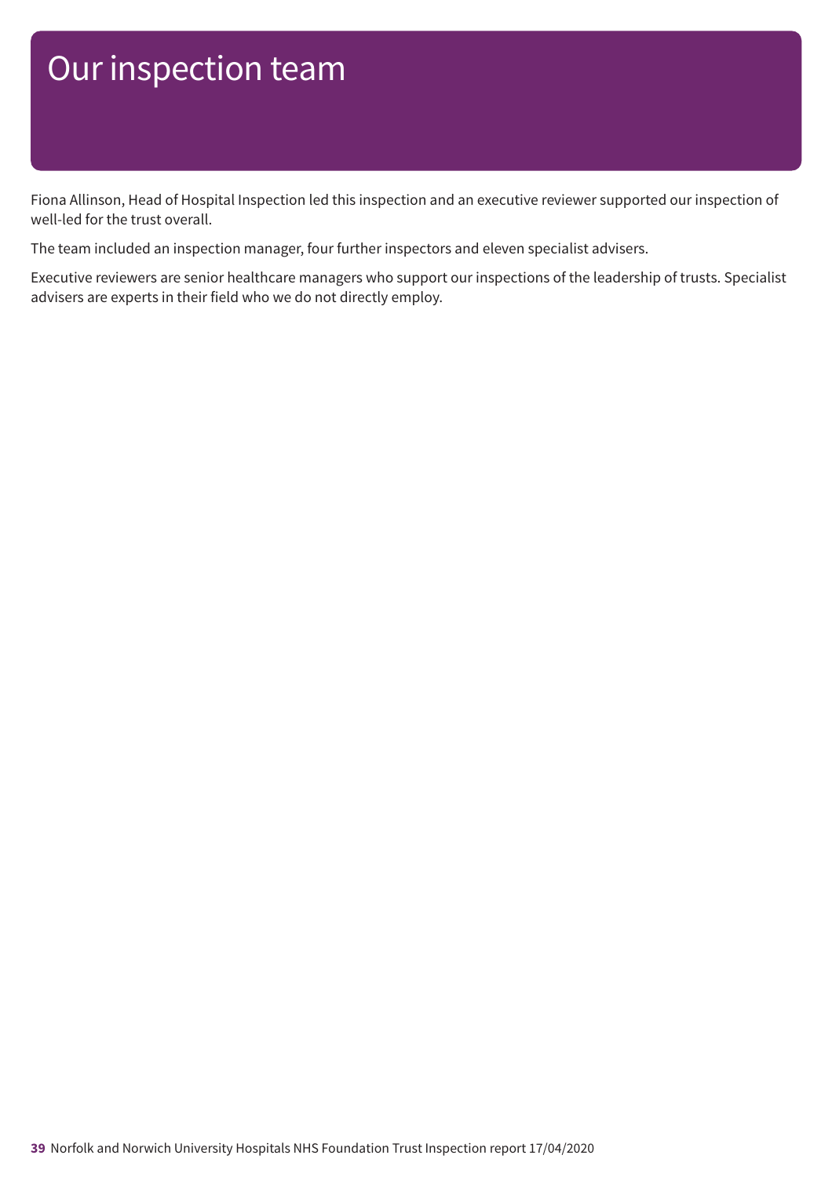# Our inspection team

Fiona Allinson, Head of Hospital Inspection led this inspection and an executive reviewer supported our inspection of well-led for the trust overall.

The team included an inspection manager, four further inspectors and eleven specialist advisers.

Executive reviewers are senior healthcare managers who support our inspections of the leadership of trusts. Specialist advisers are experts in their field who we do not directly employ.